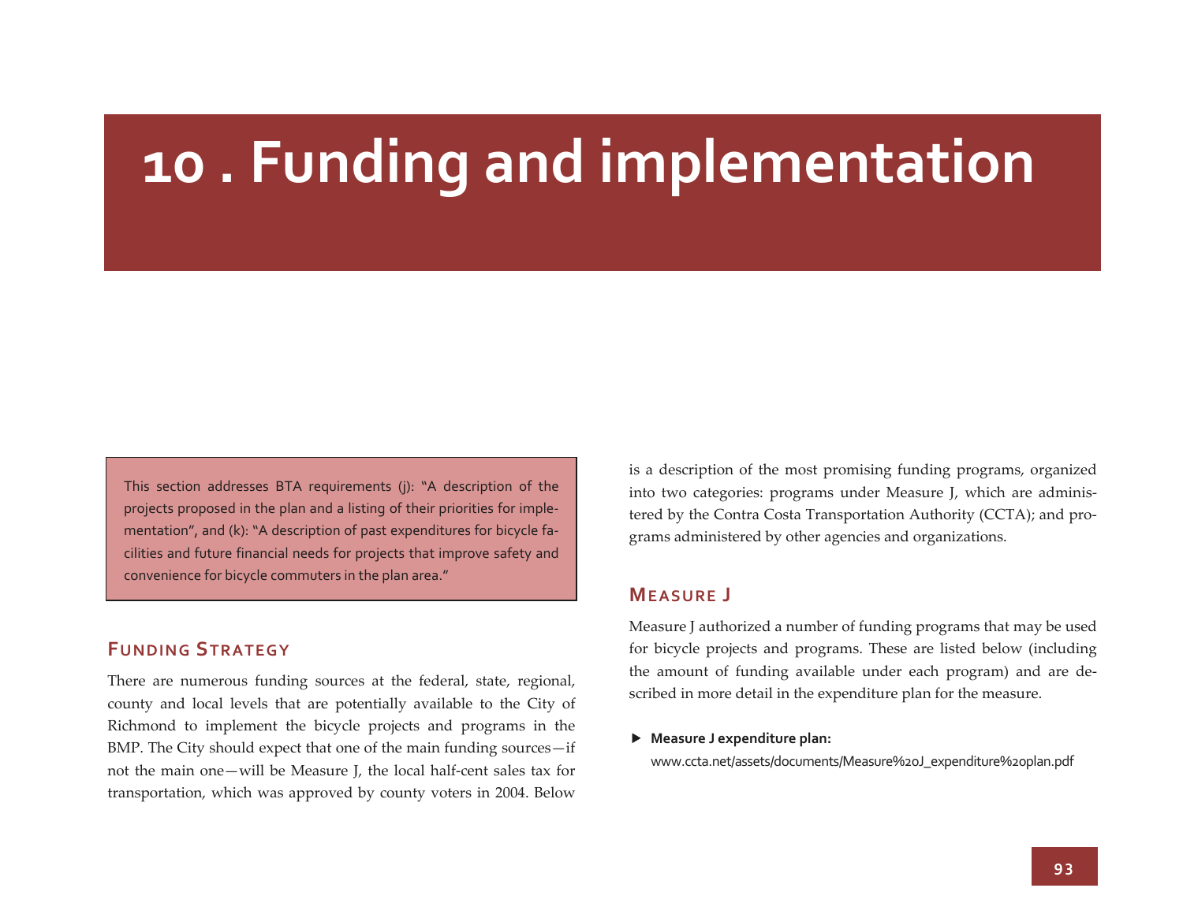# 10 . Funding and implementation

> This section addresses BTA requirements (j): "A description of the projects proposed in the plan and a listing of their priorities for implementation", and (k): "A description of past expenditures for bicycle facilities and future financial needs for projects that improve safety and convenience for bicycle commuters in the plan area."

## Funding Strategy

There are numerous funding sources at the federal, state, regional, county and local levels that are potentially available to the City of Richmond to implement the bicycle projects and programs in the BMP. The City should expect that one of the main funding sources—if not the main one—will be Measure J, the local half-cent sales tax for transportation, which was approved by county voters in 2004. Below is a description of the most promising funding programs, organized into two categories: programs under Measure J, which are administered by the Contra Costa Transportation Authority (CCTA); and programs administered by other agencies and organizations.

## Measure J

Measure J authorized a number of funding programs that may be used for bicycle projects and programs. These are listed below (including the amount of funding available under each program) and are described in more detail in the expenditure plan for the measure.

- **Measure J expenditure plan:**
  www.ccta.net/assets/documents/Measure%20J_expenditure%20plan.pdf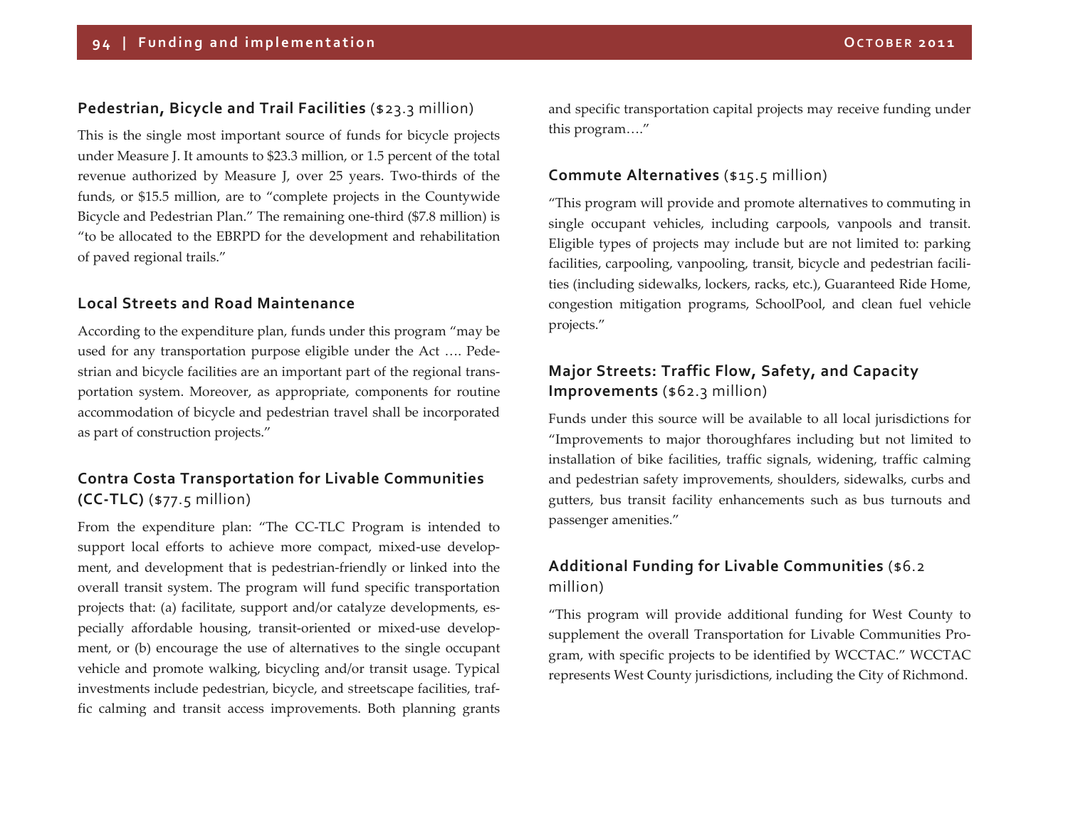### **Pedestrian, Bicycle and Trail Facilities** ($23.3 million)

This is the single most important source of funds for bicycle projects under Measure J. It amounts to $23.3 million, or 1.5 percent of the total revenue authorized by Measure J, over 25 years. Two-thirds of the funds, or $15.5 million, are to "complete projects in the Countywide Bicycle and Pedestrian Plan." The remaining one-third ($7.8 million) is "to be allocated to the EBRPD for the development and rehabilitation of paved regional trails."

### **Local Streets and Road Maintenance**

According to the expenditure plan, funds under this program "may be used for any transportation purpose eligible under the Act …. Pedestrian and bicycle facilities are an important part of the regional transportation system. Moreover, as appropriate, components for routine accommodation of bicycle and pedestrian travel shall be incorporated as part of construction projects."

### **Contra Costa Transportation for Livable Communities (CC-TLC)** ($77.5 million)

From the expenditure plan: "The CC-TLC Program is intended to support local efforts to achieve more compact, mixed-use development, and development that is pedestrian-friendly or linked into the overall transit system. The program will fund specific transportation projects that: (a) facilitate, support and/or catalyze developments, especially affordable housing, transit-oriented or mixed-use development, or (b) encourage the use of alternatives to the single occupant vehicle and promote walking, bicycling and/or transit usage. Typical investments include pedestrian, bicycle, and streetscape facilities, traffic calming and transit access improvements. Both planning grants and specific transportation capital projects may receive funding under this program…."

### **Commute Alternatives** ($15.5 million)

"This program will provide and promote alternatives to commuting in single occupant vehicles, including carpools, vanpools and transit. Eligible types of projects may include but are not limited to: parking facilities, carpooling, vanpooling, transit, bicycle and pedestrian facilities (including sidewalks, lockers, racks, etc.), Guaranteed Ride Home, congestion mitigation programs, SchoolPool, and clean fuel vehicle projects."

### **Major Streets: Traffic Flow, Safety, and Capacity Improvements** ($62.3 million)

Funds under this source will be available to all local jurisdictions for "Improvements to major thoroughfares including but not limited to installation of bike facilities, traffic signals, widening, traffic calming and pedestrian safety improvements, shoulders, sidewalks, curbs and gutters, bus transit facility enhancements such as bus turnouts and passenger amenities."

### **Additional Funding for Livable Communities** ($6.2 million)

"This program will provide additional funding for West County to supplement the overall Transportation for Livable Communities Program, with specific projects to be identified by WCCTAC." WCCTAC represents West County jurisdictions, including the City of Richmond.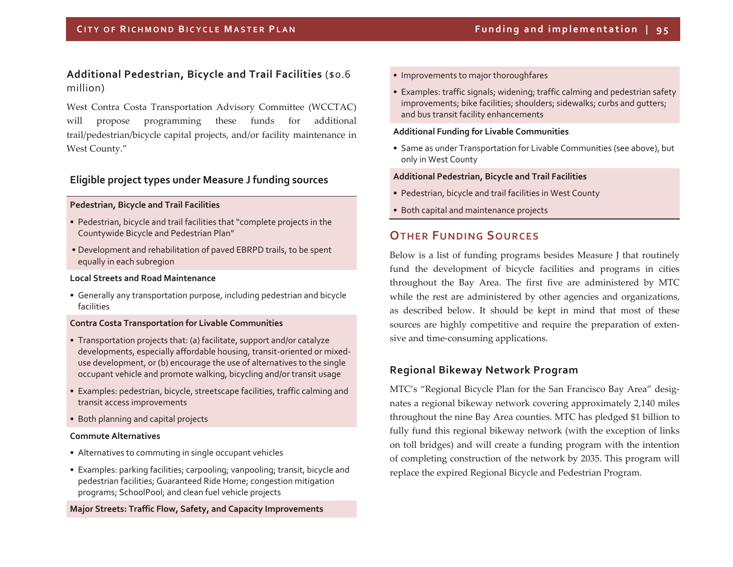### Additional Pedestrian, Bicycle and Trail Facilities ($0.6 million)

West Contra Costa Transportation Advisory Committee (WCCTAC) will propose programming these funds for additional trail/pedestrian/bicycle capital projects, and/or facility maintenance in West County."

### Eligible project types under Measure J funding sources

**Pedestrian, Bicycle and Trail Facilities**

- Pedestrian, bicycle and trail facilities that "complete projects in the Countywide Bicycle and Pedestrian Plan"
- Development and rehabilitation of paved EBRPD trails, to be spent equally in each subregion

**Local Streets and Road Maintenance**

- Generally any transportation purpose, including pedestrian and bicycle facilities

**Contra Costa Transportation for Livable Communities**

- Transportation projects that: (a) facilitate, support and/or catalyze developments, especially affordable housing, transit-oriented or mixed-use development, or (b) encourage the use of alternatives to the single occupant vehicle and promote walking, bicycling and/or transit usage
- Examples: pedestrian, bicycle, streetscape facilities, traffic calming and transit access improvements
- Both planning and capital projects

**Commute Alternatives**

- Alternatives to commuting in single occupant vehicles
- Examples: parking facilities; carpooling; vanpooling; transit, bicycle and pedestrian facilities; Guaranteed Ride Home; congestion mitigation programs; SchoolPool; and clean fuel vehicle projects

**Major Streets: Traffic Flow, Safety, and Capacity Improvements**

- Improvements to major thoroughfares
- Examples: traffic signals; widening; traffic calming and pedestrian safety improvements; bike facilities; shoulders; sidewalks; curbs and gutters; and bus transit facility enhancements

**Additional Funding for Livable Communities**

- Same as under Transportation for Livable Communities (see above), but only in West County

**Additional Pedestrian, Bicycle and Trail Facilities**

- Pedestrian, bicycle and trail facilities in West County
- Both capital and maintenance projects

## Other Funding Sources

Below is a list of funding programs besides Measure J that routinely fund the development of bicycle facilities and programs in cities throughout the Bay Area. The first five are administered by MTC while the rest are administered by other agencies and organizations, as described below. It should be kept in mind that most of these sources are highly competitive and require the preparation of extensive and time-consuming applications.

### Regional Bikeway Network Program

MTC's "Regional Bicycle Plan for the San Francisco Bay Area" designates a regional bikeway network covering approximately 2,140 miles throughout the nine Bay Area counties. MTC has pledged $1 billion to fully fund this regional bikeway network (with the exception of links on toll bridges) and will create a funding program with the intention of completing construction of the network by 2035. This program will replace the expired Regional Bicycle and Pedestrian Program.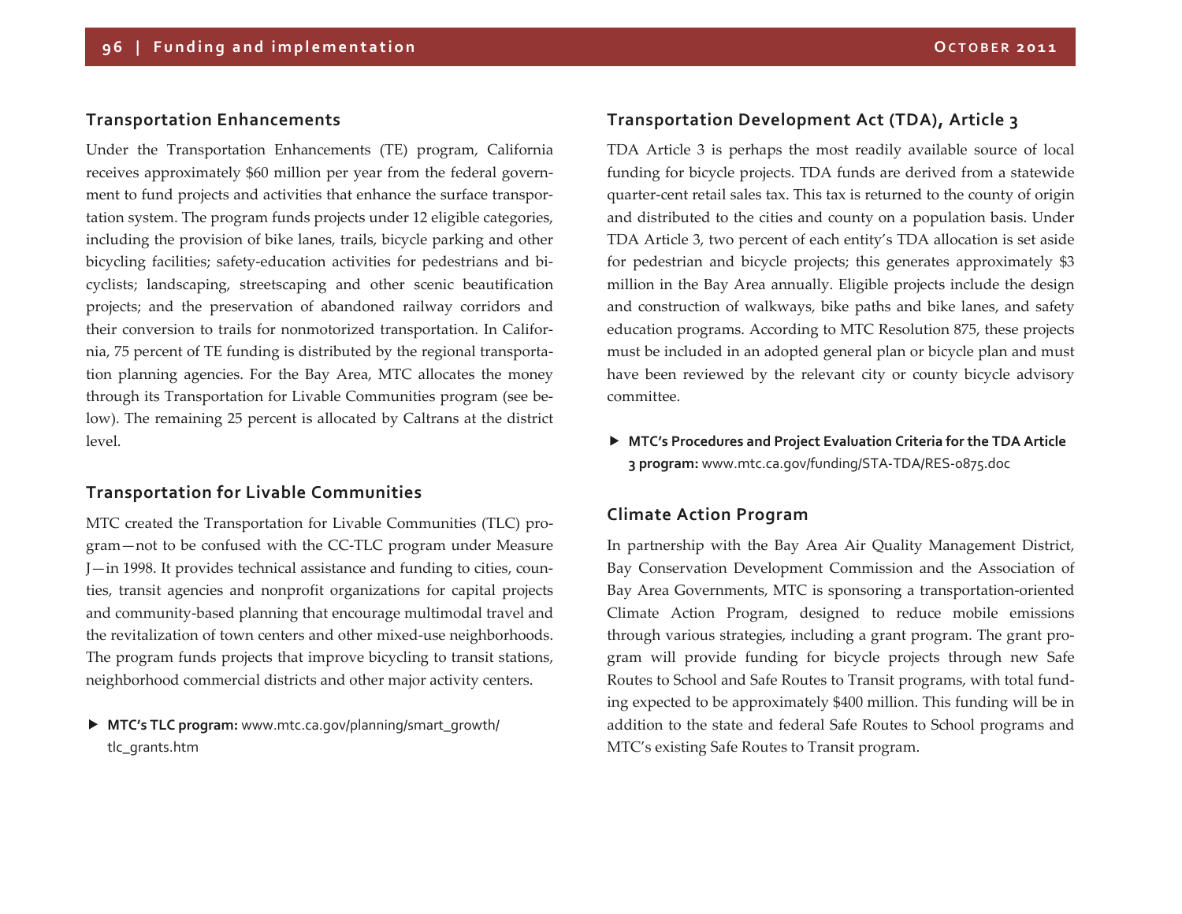## Transportation Enhancements

Under the Transportation Enhancements (TE) program, California receives approximately $60 million per year from the federal government to fund projects and activities that enhance the surface transportation system. The program funds projects under 12 eligible categories, including the provision of bike lanes, trails, bicycle parking and other bicycling facilities; safety-education activities for pedestrians and bicyclists; landscaping, streetscaping and other scenic beautification projects; and the preservation of abandoned railway corridors and their conversion to trails for nonmotorized transportation. In California, 75 percent of TE funding is distributed by the regional transportation planning agencies. For the Bay Area, MTC allocates the money through its Transportation for Livable Communities program (see below). The remaining 25 percent is allocated by Caltrans at the district level.

## Transportation for Livable Communities

MTC created the Transportation for Livable Communities (TLC) program—not to be confused with the CC-TLC program under Measure J—in 1998. It provides technical assistance and funding to cities, counties, transit agencies and nonprofit organizations for capital projects and community-based planning that encourage multimodal travel and the revitalization of town centers and other mixed-use neighborhoods. The program funds projects that improve bicycling to transit stations, neighborhood commercial districts and other major activity centers.

- **MTC's TLC program:** www.mtc.ca.gov/planning/smart_growth/tlc_grants.htm

## Transportation Development Act (TDA), Article 3

TDA Article 3 is perhaps the most readily available source of local funding for bicycle projects. TDA funds are derived from a statewide quarter-cent retail sales tax. This tax is returned to the county of origin and distributed to the cities and county on a population basis. Under TDA Article 3, two percent of each entity's TDA allocation is set aside for pedestrian and bicycle projects; this generates approximately $3 million in the Bay Area annually. Eligible projects include the design and construction of walkways, bike paths and bike lanes, and safety education programs. According to MTC Resolution 875, these projects must be included in an adopted general plan or bicycle plan and must have been reviewed by the relevant city or county bicycle advisory committee.

- **MTC's Procedures and Project Evaluation Criteria for the TDA Article 3 program:** www.mtc.ca.gov/funding/STA-TDA/RES-0875.doc

## Climate Action Program

In partnership with the Bay Area Air Quality Management District, Bay Conservation Development Commission and the Association of Bay Area Governments, MTC is sponsoring a transportation-oriented Climate Action Program, designed to reduce mobile emissions through various strategies, including a grant program. The grant program will provide funding for bicycle projects through new Safe Routes to School and Safe Routes to Transit programs, with total funding expected to be approximately $400 million. This funding will be in addition to the state and federal Safe Routes to School programs and MTC's existing Safe Routes to Transit program.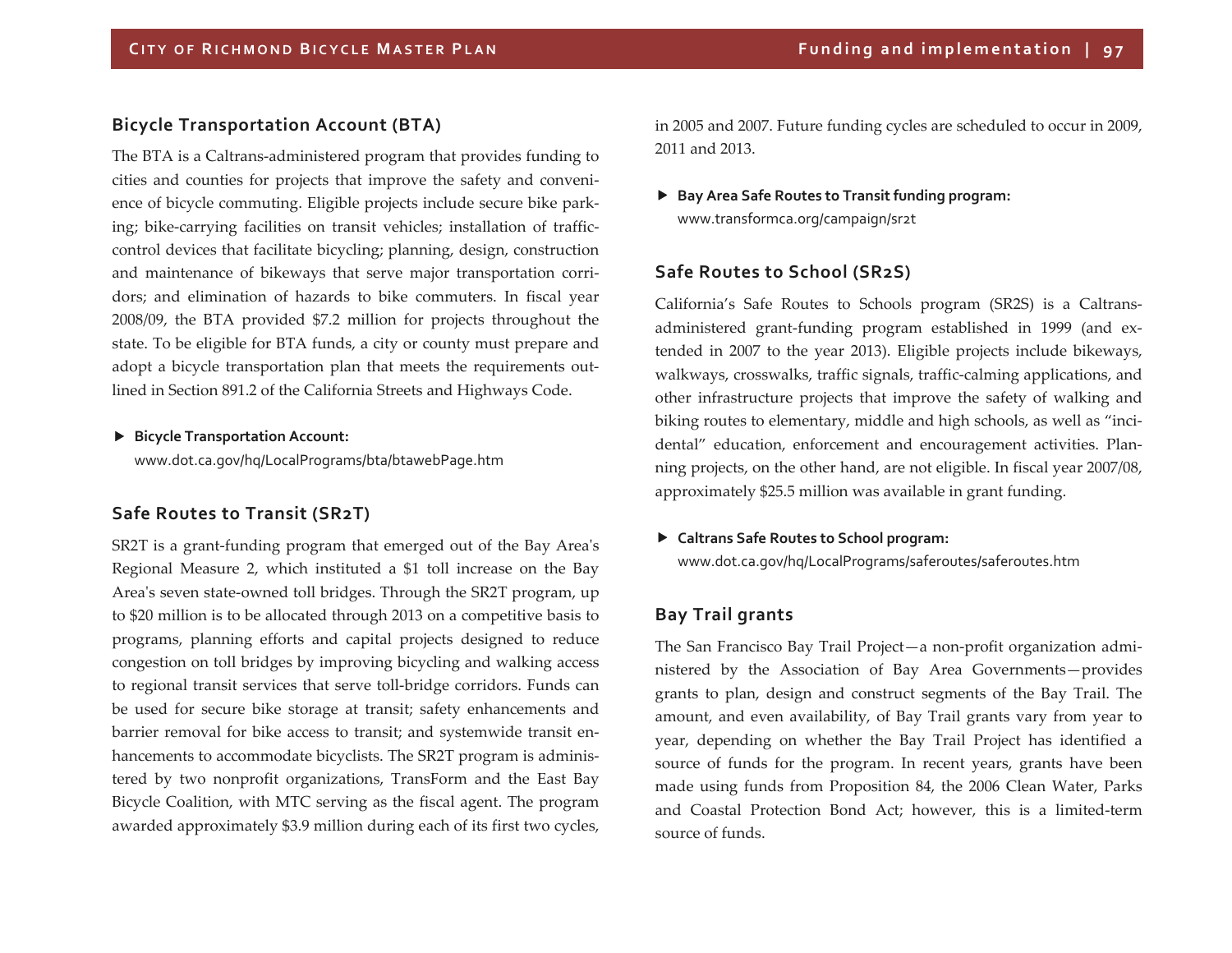### Bicycle Transportation Account (BTA)

The BTA is a Caltrans-administered program that provides funding to cities and counties for projects that improve the safety and convenience of bicycle commuting. Eligible projects include secure bike parking; bike-carrying facilities on transit vehicles; installation of traffic-control devices that facilitate bicycling; planning, design, construction and maintenance of bikeways that serve major transportation corridors; and elimination of hazards to bike commuters. In fiscal year 2008/09, the BTA provided $7.2 million for projects throughout the state. To be eligible for BTA funds, a city or county must prepare and adopt a bicycle transportation plan that meets the requirements outlined in Section 891.2 of the California Streets and Highways Code.

- **Bicycle Transportation Account:**
  www.dot.ca.gov/hq/LocalPrograms/bta/btawebPage.htm

### Safe Routes to Transit (SR2T)

SR2T is a grant-funding program that emerged out of the Bay Area's Regional Measure 2, which instituted a $1 toll increase on the Bay Area's seven state-owned toll bridges. Through the SR2T program, up to $20 million is to be allocated through 2013 on a competitive basis to programs, planning efforts and capital projects designed to reduce congestion on toll bridges by improving bicycling and walking access to regional transit services that serve toll-bridge corridors. Funds can be used for secure bike storage at transit; safety enhancements and barrier removal for bike access to transit; and systemwide transit enhancements to accommodate bicyclists. The SR2T program is administered by two nonprofit organizations, TransForm and the East Bay Bicycle Coalition, with MTC serving as the fiscal agent. The program awarded approximately $3.9 million during each of its first two cycles, in 2005 and 2007. Future funding cycles are scheduled to occur in 2009, 2011 and 2013.

- **Bay Area Safe Routes to Transit funding program:**
  www.transformca.org/campaign/sr2t

### Safe Routes to School (SR2S)

California's Safe Routes to Schools program (SR2S) is a Caltrans-administered grant-funding program established in 1999 (and extended in 2007 to the year 2013). Eligible projects include bikeways, walkways, crosswalks, traffic signals, traffic-calming applications, and other infrastructure projects that improve the safety of walking and biking routes to elementary, middle and high schools, as well as "incidental" education, enforcement and encouragement activities. Planning projects, on the other hand, are not eligible. In fiscal year 2007/08, approximately $25.5 million was available in grant funding.

- **Caltrans Safe Routes to School program:**
  www.dot.ca.gov/hq/LocalPrograms/saferoutes/saferoutes.htm

### Bay Trail grants

The San Francisco Bay Trail Project—a non-profit organization administered by the Association of Bay Area Governments—provides grants to plan, design and construct segments of the Bay Trail. The amount, and even availability, of Bay Trail grants vary from year to year, depending on whether the Bay Trail Project has identified a source of funds for the program. In recent years, grants have been made using funds from Proposition 84, the 2006 Clean Water, Parks and Coastal Protection Bond Act; however, this is a limited-term source of funds.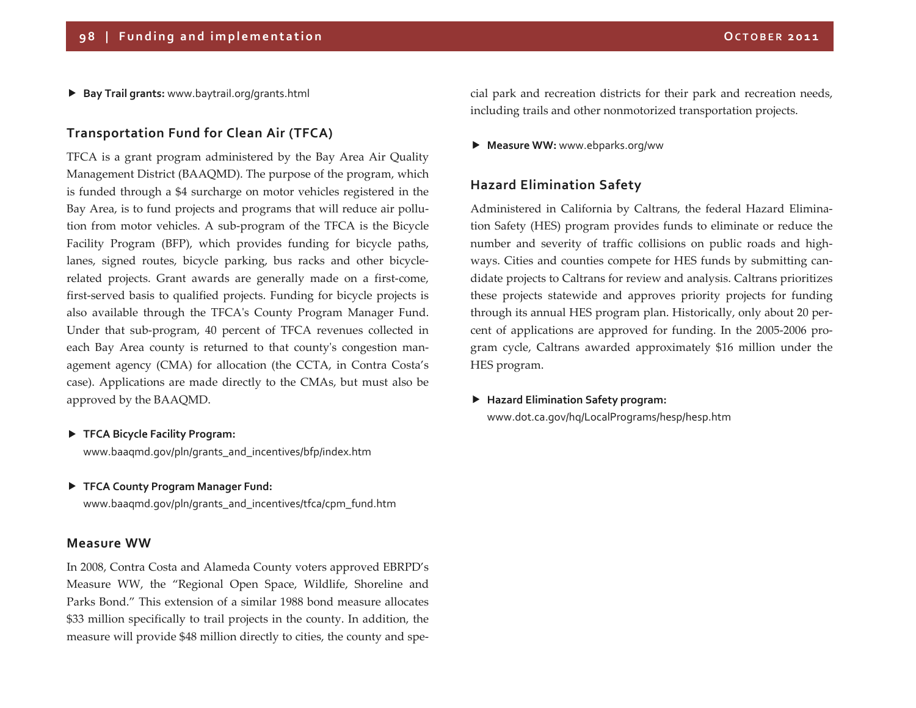- **Bay Trail grants:** www.baytrail.org/grants.html

### Transportation Fund for Clean Air (TFCA)

TFCA is a grant program administered by the Bay Area Air Quality Management District (BAAQMD). The purpose of the program, which is funded through a $4 surcharge on motor vehicles registered in the Bay Area, is to fund projects and programs that will reduce air pollution from motor vehicles. A sub-program of the TFCA is the Bicycle Facility Program (BFP), which provides funding for bicycle paths, lanes, signed routes, bicycle parking, bus racks and other bicycle-related projects. Grant awards are generally made on a first-come, first-served basis to qualified projects. Funding for bicycle projects is also available through the TFCA's County Program Manager Fund. Under that sub-program, 40 percent of TFCA revenues collected in each Bay Area county is returned to that county's congestion management agency (CMA) for allocation (the CCTA, in Contra Costa's case). Applications are made directly to the CMAs, but must also be approved by the BAAQMD.

- **TFCA Bicycle Facility Program:**
  www.baaqmd.gov/pln/grants_and_incentives/bfp/index.htm

- **TFCA County Program Manager Fund:**
  www.baaqmd.gov/pln/grants_and_incentives/tfca/cpm_fund.htm

### Measure WW

In 2008, Contra Costa and Alameda County voters approved EBRPD's Measure WW, the "Regional Open Space, Wildlife, Shoreline and Parks Bond." This extension of a similar 1988 bond measure allocates $33 million specifically to trail projects in the county. In addition, the measure will provide $48 million directly to cities, the county and special park and recreation districts for their park and recreation needs, including trails and other nonmotorized transportation projects.

- **Measure WW:** www.ebparks.org/ww

### Hazard Elimination Safety

Administered in California by Caltrans, the federal Hazard Elimination Safety (HES) program provides funds to eliminate or reduce the number and severity of traffic collisions on public roads and highways. Cities and counties compete for HES funds by submitting candidate projects to Caltrans for review and analysis. Caltrans prioritizes these projects statewide and approves priority projects for funding through its annual HES program plan. Historically, only about 20 percent of applications are approved for funding. In the 2005-2006 program cycle, Caltrans awarded approximately $16 million under the HES program.

- **Hazard Elimination Safety program:**
  www.dot.ca.gov/hq/LocalPrograms/hesp/hesp.htm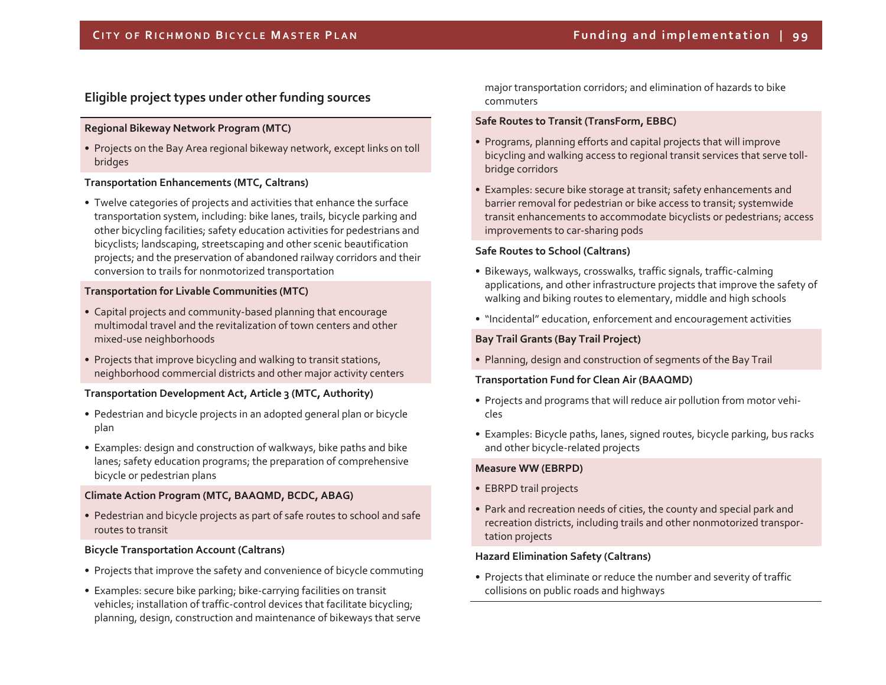## Eligible project types under other funding sources

**Regional Bikeway Network Program (MTC)**

- Projects on the Bay Area regional bikeway network, except links on toll bridges

**Transportation Enhancements (MTC, Caltrans)**

- Twelve categories of projects and activities that enhance the surface transportation system, including: bike lanes, trails, bicycle parking and other bicycling facilities; safety education activities for pedestrians and bicyclists; landscaping, streetscaping and other scenic beautification projects; and the preservation of abandoned railway corridors and their conversion to trails for nonmotorized transportation

**Transportation for Livable Communities (MTC)**

- Capital projects and community-based planning that encourage multimodal travel and the revitalization of town centers and other mixed-use neighborhoods
- Projects that improve bicycling and walking to transit stations, neighborhood commercial districts and other major activity centers

**Transportation Development Act, Article 3 (MTC, Authority)**

- Pedestrian and bicycle projects in an adopted general plan or bicycle plan
- Examples: design and construction of walkways, bike paths and bike lanes; safety education programs; the preparation of comprehensive bicycle or pedestrian plans

**Climate Action Program (MTC, BAAQMD, BCDC, ABAG)**

- Pedestrian and bicycle projects as part of safe routes to school and safe routes to transit

**Bicycle Transportation Account (Caltrans)**

- Projects that improve the safety and convenience of bicycle commuting
- Examples: secure bike parking; bike-carrying facilities on transit vehicles; installation of traffic-control devices that facilitate bicycling; planning, design, construction and maintenance of bikeways that serve major transportation corridors; and elimination of hazards to bike commuters

**Safe Routes to Transit (TransForm, EBBC)**

- Programs, planning efforts and capital projects that will improve bicycling and walking access to regional transit services that serve toll-bridge corridors
- Examples: secure bike storage at transit; safety enhancements and barrier removal for pedestrian or bike access to transit; systemwide transit enhancements to accommodate bicyclists or pedestrians; access improvements to car-sharing pods

**Safe Routes to School (Caltrans)**

- Bikeways, walkways, crosswalks, traffic signals, traffic-calming applications, and other infrastructure projects that improve the safety of walking and biking routes to elementary, middle and high schools
- "Incidental" education, enforcement and encouragement activities

**Bay Trail Grants (Bay Trail Project)**

- Planning, design and construction of segments of the Bay Trail

**Transportation Fund for Clean Air (BAAQMD)**

- Projects and programs that will reduce air pollution from motor vehicles
- Examples: Bicycle paths, lanes, signed routes, bicycle parking, bus racks and other bicycle-related projects

**Measure WW (EBRPD)**

- EBRPD trail projects
- Park and recreation needs of cities, the county and special park and recreation districts, including trails and other nonmotorized transportation projects

**Hazard Elimination Safety (Caltrans)**

- Projects that eliminate or reduce the number and severity of traffic collisions on public roads and highways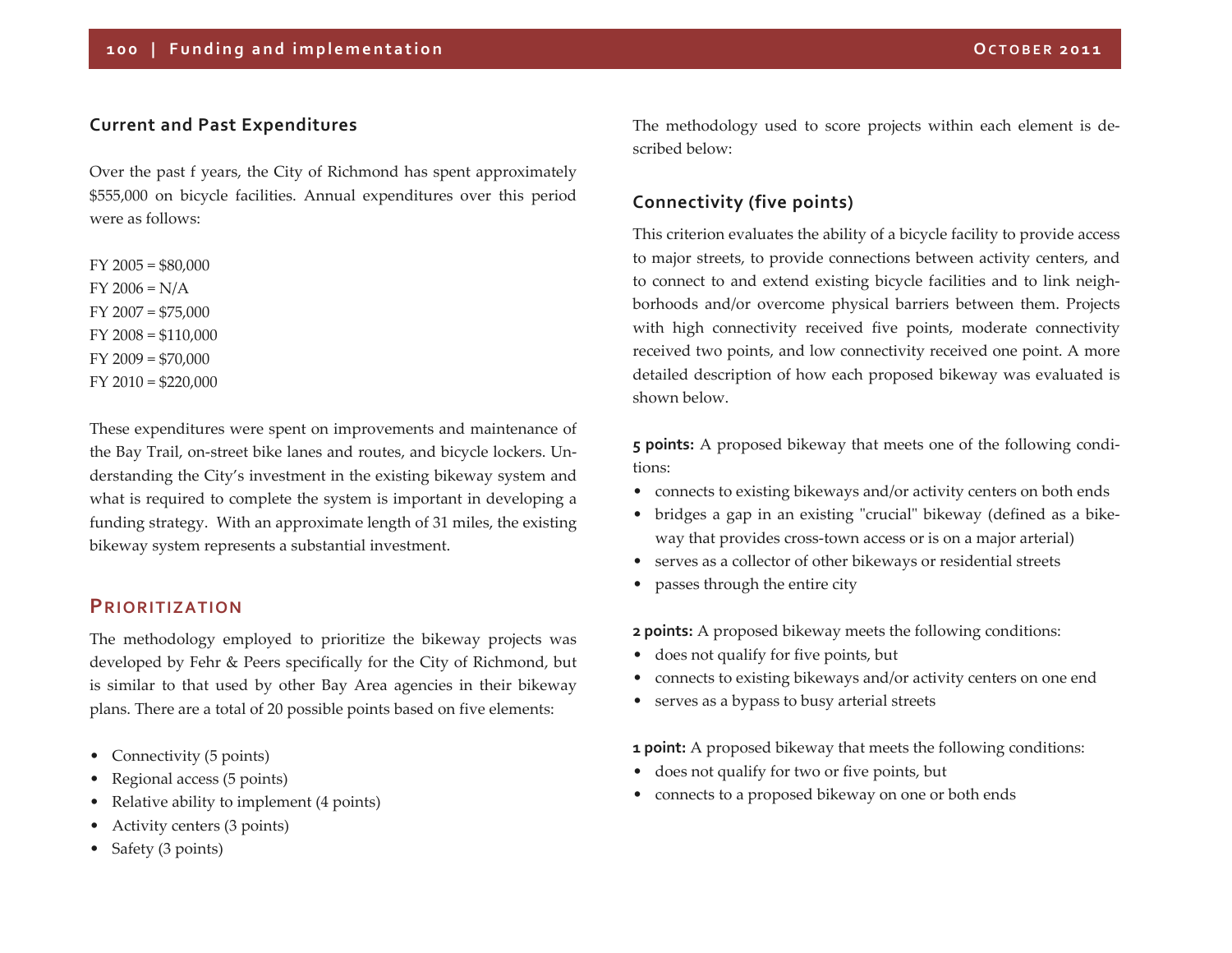### Current and Past Expenditures

Over the past f years, the City of Richmond has spent approximately $555,000 on bicycle facilities. Annual expenditures over this period were as follows:

FY 2005 = $80,000
FY 2006 = N/A
FY 2007 = $75,000
FY 2008 = $110,000
FY 2009 = $70,000
FY 2010 = $220,000

These expenditures were spent on improvements and maintenance of the Bay Trail, on-street bike lanes and routes, and bicycle lockers. Understanding the City's investment in the existing bikeway system and what is required to complete the system is important in developing a funding strategy. With an approximate length of 31 miles, the existing bikeway system represents a substantial investment.

## Prioritization

The methodology employed to prioritize the bikeway projects was developed by Fehr & Peers specifically for the City of Richmond, but is similar to that used by other Bay Area agencies in their bikeway plans. There are a total of 20 possible points based on five elements:

- Connectivity (5 points)
- Regional access (5 points)
- Relative ability to implement (4 points)
- Activity centers (3 points)
- Safety (3 points)

The methodology used to score projects within each element is described below:

### Connectivity (five points)

This criterion evaluates the ability of a bicycle facility to provide access to major streets, to provide connections between activity centers, and to connect to and extend existing bicycle facilities and to link neighborhoods and/or overcome physical barriers between them. Projects with high connectivity received five points, moderate connectivity received two points, and low connectivity received one point. A more detailed description of how each proposed bikeway was evaluated is shown below.

**5 points:** A proposed bikeway that meets one of the following conditions:

- connects to existing bikeways and/or activity centers on both ends
- bridges a gap in an existing "crucial" bikeway (defined as a bikeway that provides cross-town access or is on a major arterial)
- serves as a collector of other bikeways or residential streets
- passes through the entire city

**2 points:** A proposed bikeway meets the following conditions:

- does not qualify for five points, but
- connects to existing bikeways and/or activity centers on one end
- serves as a bypass to busy arterial streets

**1 point:** A proposed bikeway that meets the following conditions:

- does not qualify for two or five points, but
- connects to a proposed bikeway on one or both ends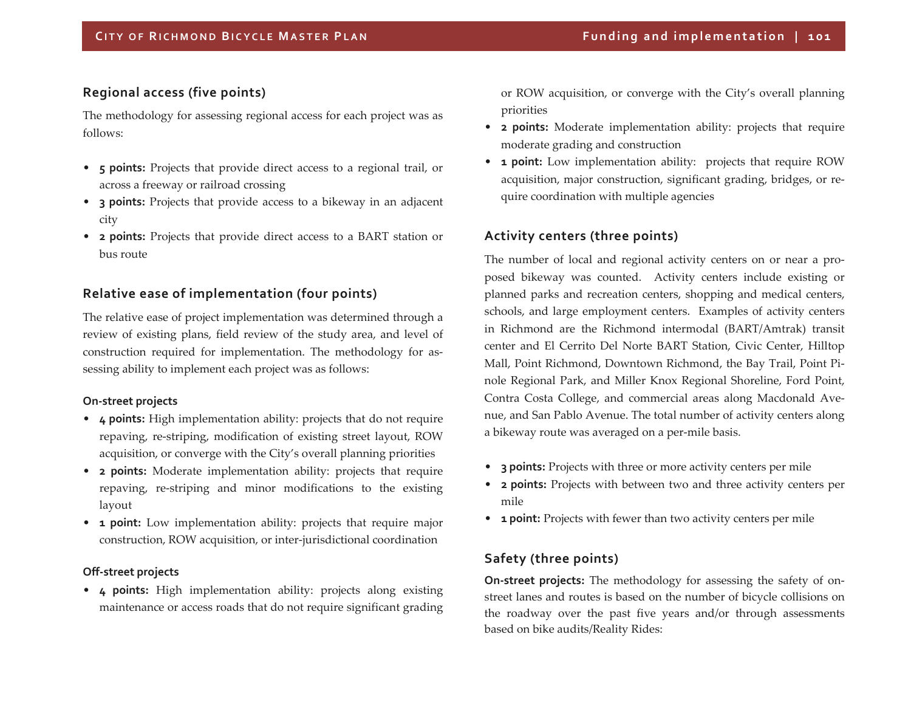## Regional access (five points)

The methodology for assessing regional access for each project was as follows:

- **5 points:** Projects that provide direct access to a regional trail, or across a freeway or railroad crossing
- **3 points:** Projects that provide access to a bikeway in an adjacent city
- **2 points:** Projects that provide direct access to a BART station or bus route

## Relative ease of implementation (four points)

The relative ease of project implementation was determined through a review of existing plans, field review of the study area, and level of construction required for implementation. The methodology for assessing ability to implement each project was as follows:

#### On-street projects

- **4 points:** High implementation ability: projects that do not require repaving, re-striping, modification of existing street layout, ROW acquisition, or converge with the City's overall planning priorities
- **2 points:** Moderate implementation ability: projects that require repaving, re-striping and minor modifications to the existing layout
- **1 point:** Low implementation ability: projects that require major construction, ROW acquisition, or inter-jurisdictional coordination

#### Off-street projects

- **4 points:** High implementation ability: projects along existing maintenance or access roads that do not require significant grading or ROW acquisition, or converge with the City's overall planning priorities
- **2 points:** Moderate implementation ability: projects that require moderate grading and construction
- **1 point:** Low implementation ability: projects that require ROW acquisition, major construction, significant grading, bridges, or require coordination with multiple agencies

## Activity centers (three points)

The number of local and regional activity centers on or near a proposed bikeway was counted. Activity centers include existing or planned parks and recreation centers, shopping and medical centers, schools, and large employment centers. Examples of activity centers in Richmond are the Richmond intermodal (BART/Amtrak) transit center and El Cerrito Del Norte BART Station, Civic Center, Hilltop Mall, Point Richmond, Downtown Richmond, the Bay Trail, Point Pinole Regional Park, and Miller Knox Regional Shoreline, Ford Point, Contra Costa College, and commercial areas along Macdonald Avenue, and San Pablo Avenue. The total number of activity centers along a bikeway route was averaged on a per-mile basis.

- **3 points:** Projects with three or more activity centers per mile
- **2 points:** Projects with between two and three activity centers per mile
- **1 point:** Projects with fewer than two activity centers per mile

## Safety (three points)

**On-street projects:** The methodology for assessing the safety of on-street lanes and routes is based on the number of bicycle collisions on the roadway over the past five years and/or through assessments based on bike audits/Reality Rides: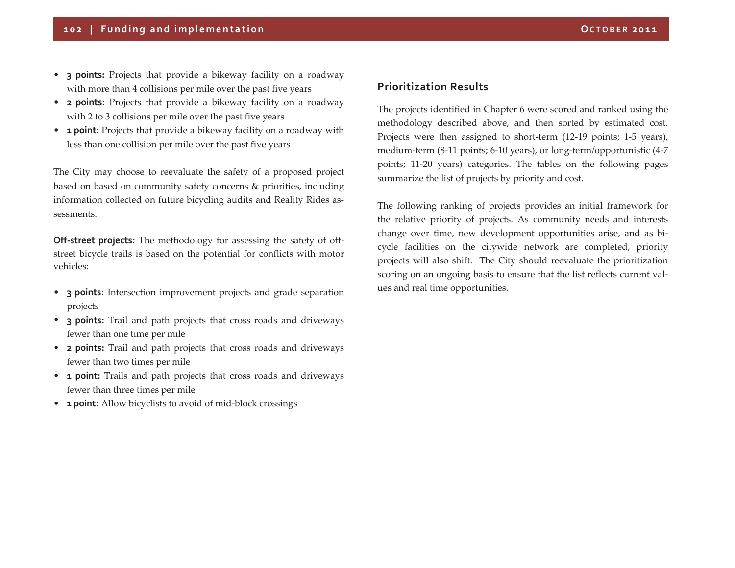- **3 points:** Projects that provide a bikeway facility on a roadway with more than 4 collisions per mile over the past five years
- **2 points:** Projects that provide a bikeway facility on a roadway with 2 to 3 collisions per mile over the past five years
- **1 point:** Projects that provide a bikeway facility on a roadway with less than one collision per mile over the past five years

The City may choose to reevaluate the safety of a proposed project based on based on community safety concerns & priorities, including information collected on future bicycling audits and Reality Rides assessments.

**Off-street projects:** The methodology for assessing the safety of off-street bicycle trails is based on the potential for conflicts with motor vehicles:

- **3 points:** Intersection improvement projects and grade separation projects
- **3 points:** Trail and path projects that cross roads and driveways fewer than one time per mile
- **2 points:** Trail and path projects that cross roads and driveways fewer than two times per mile
- **1 point:** Trails and path projects that cross roads and driveways fewer than three times per mile
- **1 point:** Allow bicyclists to avoid of mid-block crossings

## Prioritization Results

The projects identified in Chapter 6 were scored and ranked using the methodology described above, and then sorted by estimated cost. Projects were then assigned to short-term (12-19 points; 1-5 years), medium-term (8-11 points; 6-10 years), or long-term/opportunistic (4-7 points; 11-20 years) categories. The tables on the following pages summarize the list of projects by priority and cost.

The following ranking of projects provides an initial framework for the relative priority of projects. As community needs and interests change over time, new development opportunities arise, and as bicycle facilities on the citywide network are completed, priority projects will also shift. The City should reevaluate the prioritization scoring on an ongoing basis to ensure that the list reflects current values and real time opportunities.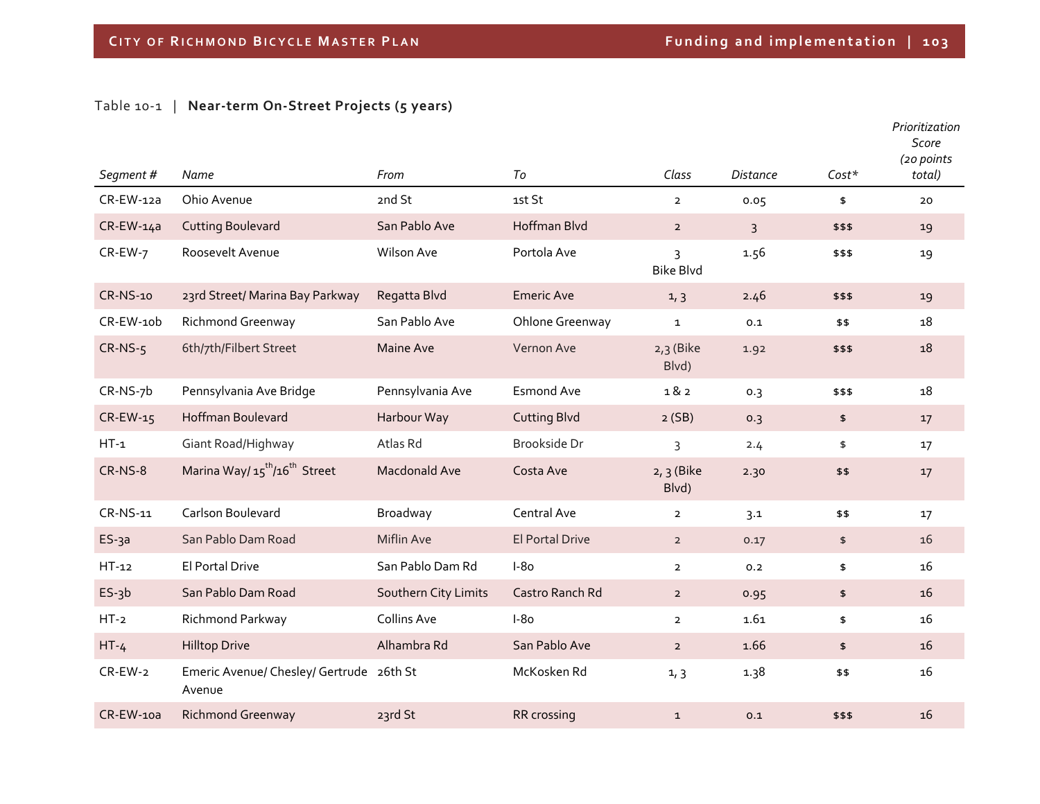Table 10-1 | **Near-term On-Street Projects (5 years)**

| *Segment #* | *Name* | *From* | *To* | *Class* | *Distance* | *Cost** | *Prioritization Score (20 points total)* |
|---|---|---|---|---|---|---|---|
| CR-EW-12a | Ohio Avenue | 2nd St | 1st St | 2 | 0.05 | $ | 20 |
| CR-EW-14a | Cutting Boulevard | San Pablo Ave | Hoffman Blvd | 2 | 3 | $$$ | 19 |
| CR-EW-7 | Roosevelt Avenue | Wilson Ave | Portola Ave | 3 Bike Blvd | 1.56 | $$$ | 19 |
| CR-NS-10 | 23rd Street/ Marina Bay Parkway | Regatta Blvd | Emeric Ave | 1, 3 | 2.46 | $$$ | 19 |
| CR-EW-10b | Richmond Greenway | San Pablo Ave | Ohlone Greenway | 1 | 0.1 | $$ | 18 |
| CR-NS-5 | 6th/7th/Filbert Street | Maine Ave | Vernon Ave | 2,3 (Bike Blvd) | 1.92 | $$$ | 18 |
| CR-NS-7b | Pennsylvania Ave Bridge | Pennsylvania Ave | Esmond Ave | 1 & 2 | 0.3 | $$$ | 18 |
| CR-EW-15 | Hoffman Boulevard | Harbour Way | Cutting Blvd | 2 (SB) | 0.3 | $ | 17 |
| HT-1 | Giant Road/Highway | Atlas Rd | Brookside Dr | 3 | 2.4 | $ | 17 |
| CR-NS-8 | Marina Way/ 15th/16th Street | Macdonald Ave | Costa Ave | 2, 3 (Bike Blvd) | 2.30 | $$ | 17 |
| CR-NS-11 | Carlson Boulevard | Broadway | Central Ave | 2 | 3.1 | $$ | 17 |
| ES-3a | San Pablo Dam Road | Miflin Ave | El Portal Drive | 2 | 0.17 | $ | 16 |
| HT-12 | El Portal Drive | San Pablo Dam Rd | I-80 | 2 | 0.2 | $ | 16 |
| ES-3b | San Pablo Dam Road | Southern City Limits | Castro Ranch Rd | 2 | 0.95 | $ | 16 |
| HT-2 | Richmond Parkway | Collins Ave | I-80 | 2 | 1.61 | $ | 16 |
| HT-4 | Hilltop Drive | Alhambra Rd | San Pablo Ave | 2 | 1.66 | $ | 16 |
| CR-EW-2 | Emeric Avenue/ Chesley/ Gertrude Avenue | 26th St | McKosken Rd | 1, 3 | 1.38 | $$ | 16 |
| CR-EW-10a | Richmond Greenway | 23rd St | RR crossing | 1 | 0.1 | $$$ | 16 |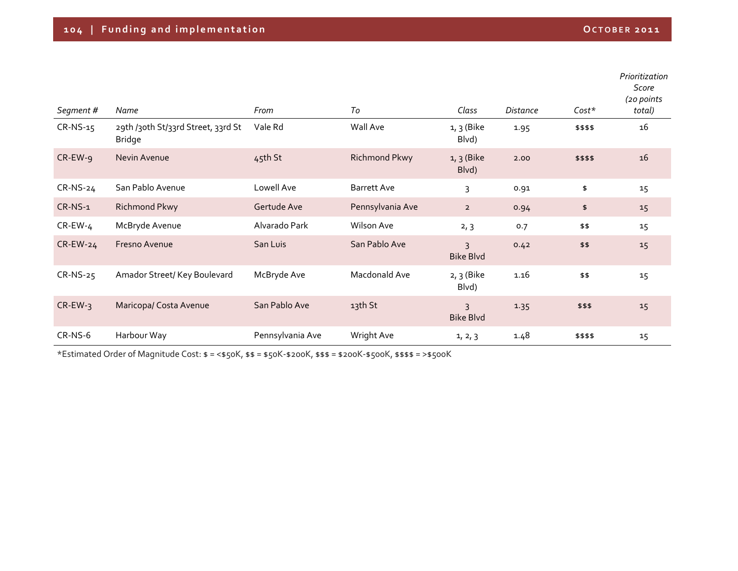| Segment # | Name | From | To | Class | Distance | Cost* | Prioritization Score (20 points total) |
|---|---|---|---|---|---|---|---|
| CR-NS-15 | 29th /30th St/33rd Street, 33rd St Bridge | Vale Rd | Wall Ave | 1, 3 (Bike Blvd) | 1.95 | $$$$ | 16 |
| CR-EW-9 | Nevin Avenue | 45th St | Richmond Pkwy | 1, 3 (Bike Blvd) | 2.00 | $$$$ | 16 |
| CR-NS-24 | San Pablo Avenue | Lowell Ave | Barrett Ave | 3 | 0.91 | $ | 15 |
| CR-NS-1 | Richmond Pkwy | Gertude Ave | Pennsylvania Ave | 2 | 0.94 | $ | 15 |
| CR-EW-4 | McBryde Avenue | Alvarado Park | Wilson Ave | 2, 3 | 0.7 | $$ | 15 |
| CR-EW-24 | Fresno Avenue | San Luis | San Pablo Ave | 3 Bike Blvd | 0.42 | $$ | 15 |
| CR-NS-25 | Amador Street/ Key Boulevard | McBryde Ave | Macdonald Ave | 2, 3 (Bike Blvd) | 1.16 | $$ | 15 |
| CR-EW-3 | Maricopa/ Costa Avenue | San Pablo Ave | 13th St | 3 Bike Blvd | 1.35 | $$$ | 15 |
| CR-NS-6 | Harbour Way | Pennsylvania Ave | Wright Ave | 1, 2, 3 | 1.48 | $$$$ | 15 |

*Estimated Order of Magnitude Cost: $ = <$50K, $$ = $50K-$200K, $$$ = $200K-$500K, $$$$ = >$500K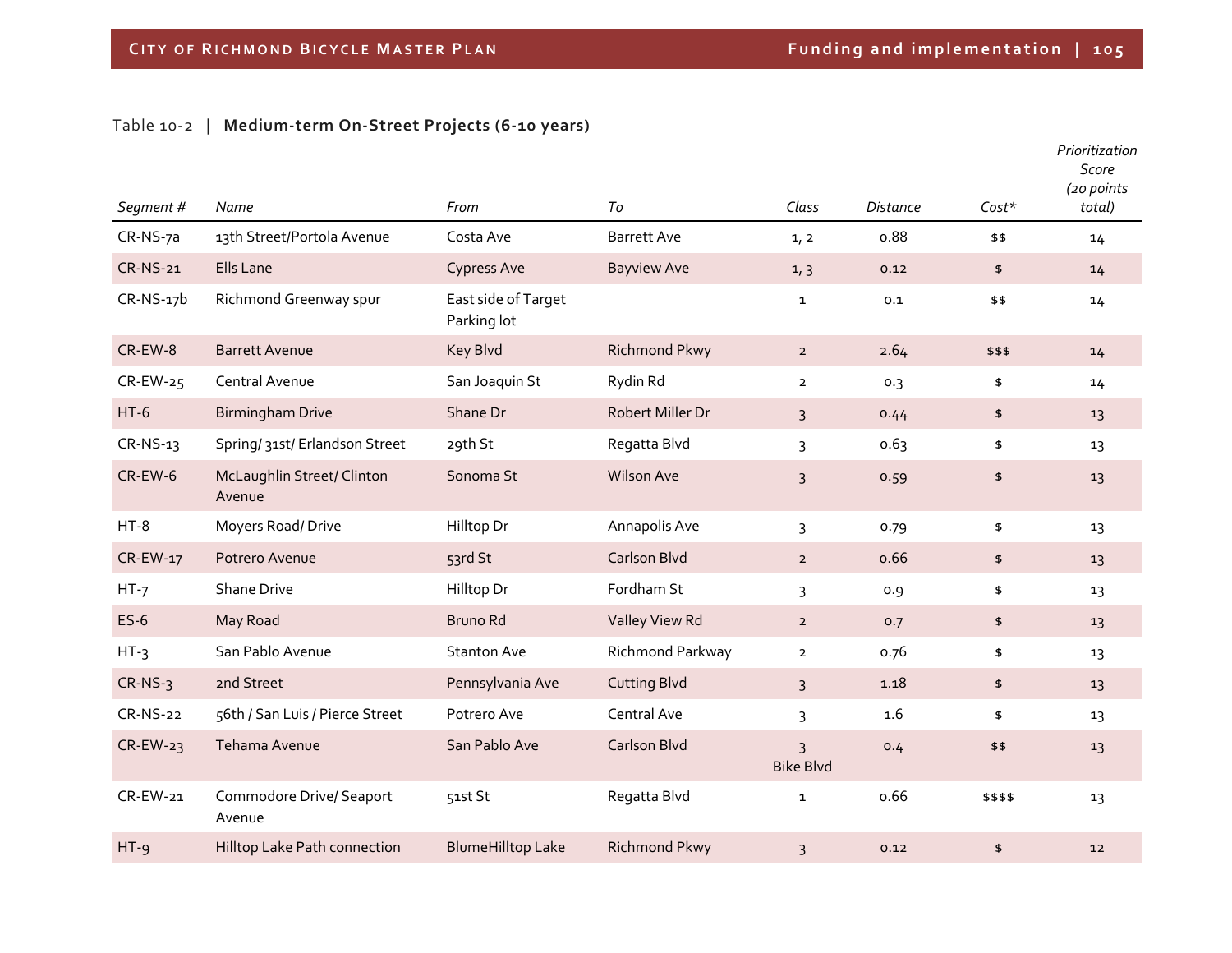Table 10-2 | **Medium-term On-Street Projects (6-10 years)**

| *Segment #* | *Name* | *From* | *To* | *Class* | *Distance* | *Cost** | *Prioritization Score (20 points total)* |
|---|---|---|---|---|---|---|---|
| CR-NS-7a | 13th Street/Portola Avenue | Costa Ave | Barrett Ave | 1, 2 | 0.88 | $$ | 14 |
| CR-NS-21 | Ells Lane | Cypress Ave | Bayview Ave | 1, 3 | 0.12 | $ | 14 |
| CR-NS-17b | Richmond Greenway spur | East side of Target Parking lot | | 1 | 0.1 | $$ | 14 |
| CR-EW-8 | Barrett Avenue | Key Blvd | Richmond Pkwy | 2 | 2.64 | $$$ | 14 |
| CR-EW-25 | Central Avenue | San Joaquin St | Rydin Rd | 2 | 0.3 | $ | 14 |
| HT-6 | Birmingham Drive | Shane Dr | Robert Miller Dr | 3 | 0.44 | $ | 13 |
| CR-NS-13 | Spring/ 31st/ Erlandson Street | 29th St | Regatta Blvd | 3 | 0.63 | $ | 13 |
| CR-EW-6 | McLaughlin Street/ Clinton Avenue | Sonoma St | Wilson Ave | 3 | 0.59 | $ | 13 |
| HT-8 | Moyers Road/ Drive | Hilltop Dr | Annapolis Ave | 3 | 0.79 | $ | 13 |
| CR-EW-17 | Potrero Avenue | 53rd St | Carlson Blvd | 2 | 0.66 | $ | 13 |
| HT-7 | Shane Drive | Hilltop Dr | Fordham St | 3 | 0.9 | $ | 13 |
| ES-6 | May Road | Bruno Rd | Valley View Rd | 2 | 0.7 | $ | 13 |
| HT-3 | San Pablo Avenue | Stanton Ave | Richmond Parkway | 2 | 0.76 | $ | 13 |
| CR-NS-3 | 2nd Street | Pennsylvania Ave | Cutting Blvd | 3 | 1.18 | $ | 13 |
| CR-NS-22 | 56th / San Luis / Pierce Street | Potrero Ave | Central Ave | 3 | 1.6 | $ | 13 |
| CR-EW-23 | Tehama Avenue | San Pablo Ave | Carlson Blvd | 3 Bike Blvd | 0.4 | $$ | 13 |
| CR-EW-21 | Commodore Drive/ Seaport Avenue | 51st St | Regatta Blvd | 1 | 0.66 | $$$$ | 13 |
| HT-9 | Hilltop Lake Path connection | BlumeHilltop Lake | Richmond Pkwy | 3 | 0.12 | $ | 12 |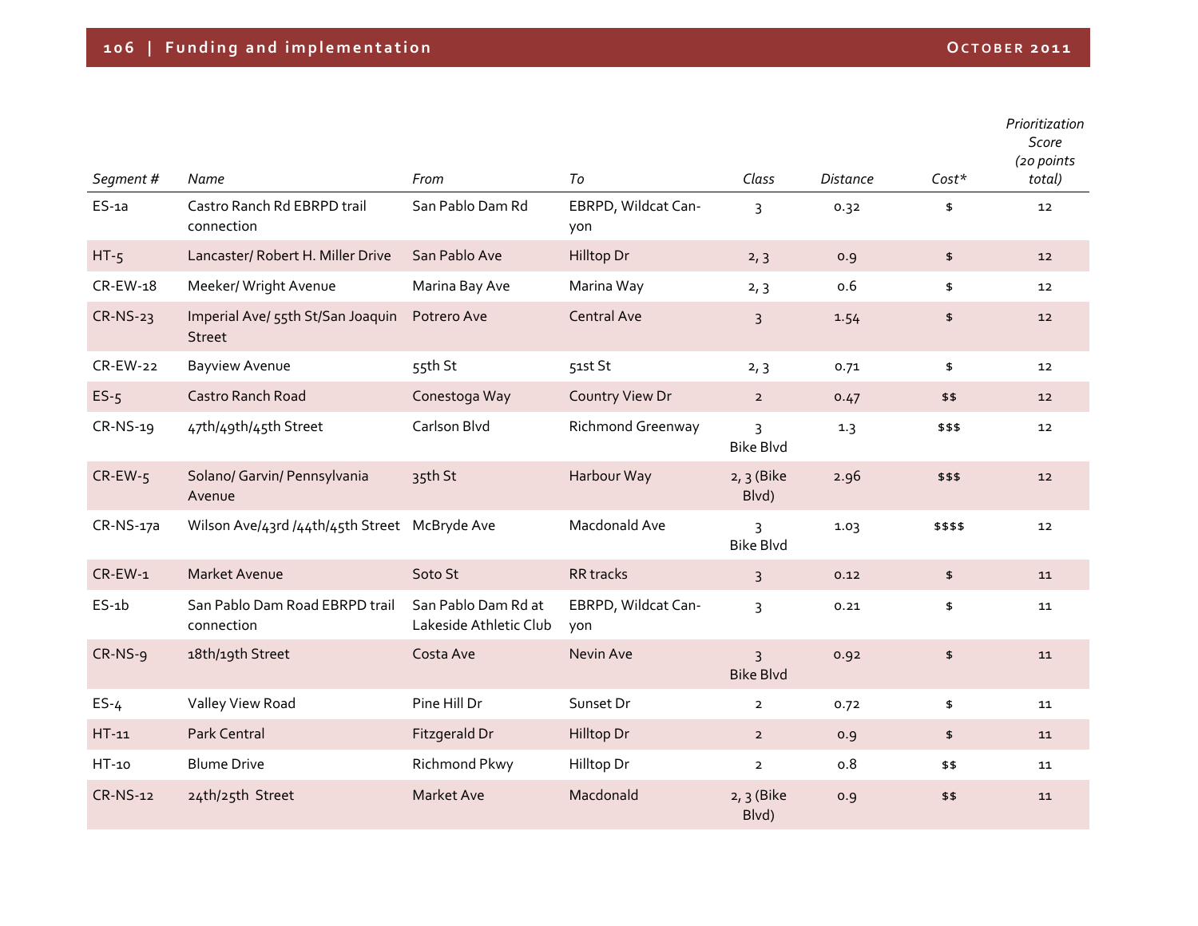| Segment # | Name | From | To | Class | Distance | Cost* | Prioritization Score (20 points total) |
|---|---|---|---|---|---|---|---|
| ES-1a | Castro Ranch Rd EBRPD trail connection | San Pablo Dam Rd | EBRPD, Wildcat Canyon | 3 | 0.32 | $ | 12 |
| HT-5 | Lancaster/ Robert H. Miller Drive | San Pablo Ave | Hilltop Dr | 2, 3 | 0.9 | $ | 12 |
| CR-EW-18 | Meeker/ Wright Avenue | Marina Bay Ave | Marina Way | 2, 3 | 0.6 | $ | 12 |
| CR-NS-23 | Imperial Ave/ 55th St/San Joaquin Street | Potrero Ave | Central Ave | 3 | 1.54 | $ | 12 |
| CR-EW-22 | Bayview Avenue | 55th St | 51st St | 2, 3 | 0.71 | $ | 12 |
| ES-5 | Castro Ranch Road | Conestoga Way | Country View Dr | 2 | 0.47 | $$ | 12 |
| CR-NS-19 | 47th/49th/45th Street | Carlson Blvd | Richmond Greenway | 3 Bike Blvd | 1.3 | $$$ | 12 |
| CR-EW-5 | Solano/ Garvin/ Pennsylvania Avenue | 35th St | Harbour Way | 2, 3 (Bike Blvd) | 2.96 | $$$ | 12 |
| CR-NS-17a | Wilson Ave/43rd /44th/45th Street | McBryde Ave | Macdonald Ave | 3 Bike Blvd | 1.03 | $$$$ | 12 |
| CR-EW-1 | Market Avenue | Soto St | RR tracks | 3 | 0.12 | $ | 11 |
| ES-1b | San Pablo Dam Road EBRPD trail connection | San Pablo Dam Rd at Lakeside Athletic Club | EBRPD, Wildcat Canyon | 3 | 0.21 | $ | 11 |
| CR-NS-9 | 18th/19th Street | Costa Ave | Nevin Ave | 3 Bike Blvd | 0.92 | $ | 11 |
| ES-4 | Valley View Road | Pine Hill Dr | Sunset Dr | 2 | 0.72 | $ | 11 |
| HT-11 | Park Central | Fitzgerald Dr | Hilltop Dr | 2 | 0.9 | $ | 11 |
| HT-10 | Blume Drive | Richmond Pkwy | Hilltop Dr | 2 | 0.8 | $$ | 11 |
| CR-NS-12 | 24th/25th Street | Market Ave | Macdonald | 2, 3 (Bike Blvd) | 0.9 | $$ | 11 |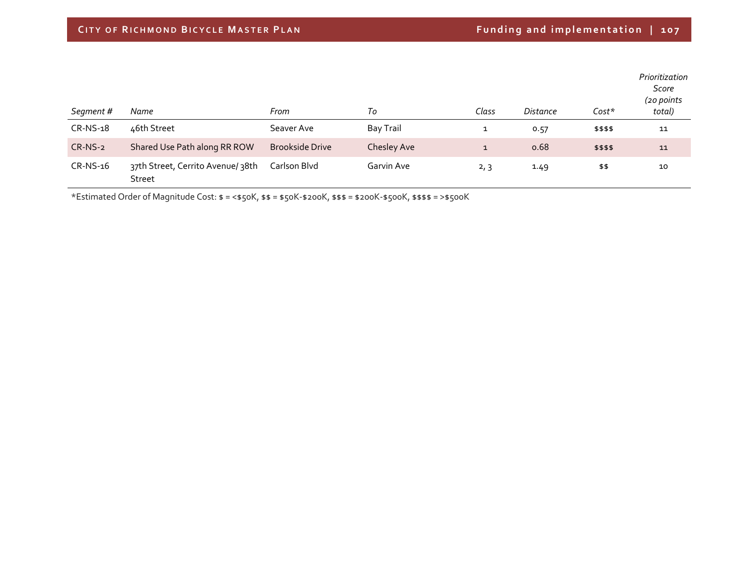| *Segment #* | *Name* | *From* | *To* | *Class* | *Distance* | *Cost** | *Prioritization Score (20 points total)* |
|---|---|---|---|---|---|---|---|
| CR-NS-18 | 46th Street | Seaver Ave | Bay Trail | 1 | 0.57 | $$$$ | 11 |
| CR-NS-2 | Shared Use Path along RR ROW | Brookside Drive | Chesley Ave | 1 | 0.68 | $$$$ | 11 |
| CR-NS-16 | 37th Street, Cerrito Avenue/ 38th Street | Carlson Blvd | Garvin Ave | 2, 3 | 1.49 | $$ | 10 |

*Estimated Order of Magnitude Cost: $ = <$50K, $$ = $50K-$200K, $$$ = $200K-$500K, $$$$ = >$500K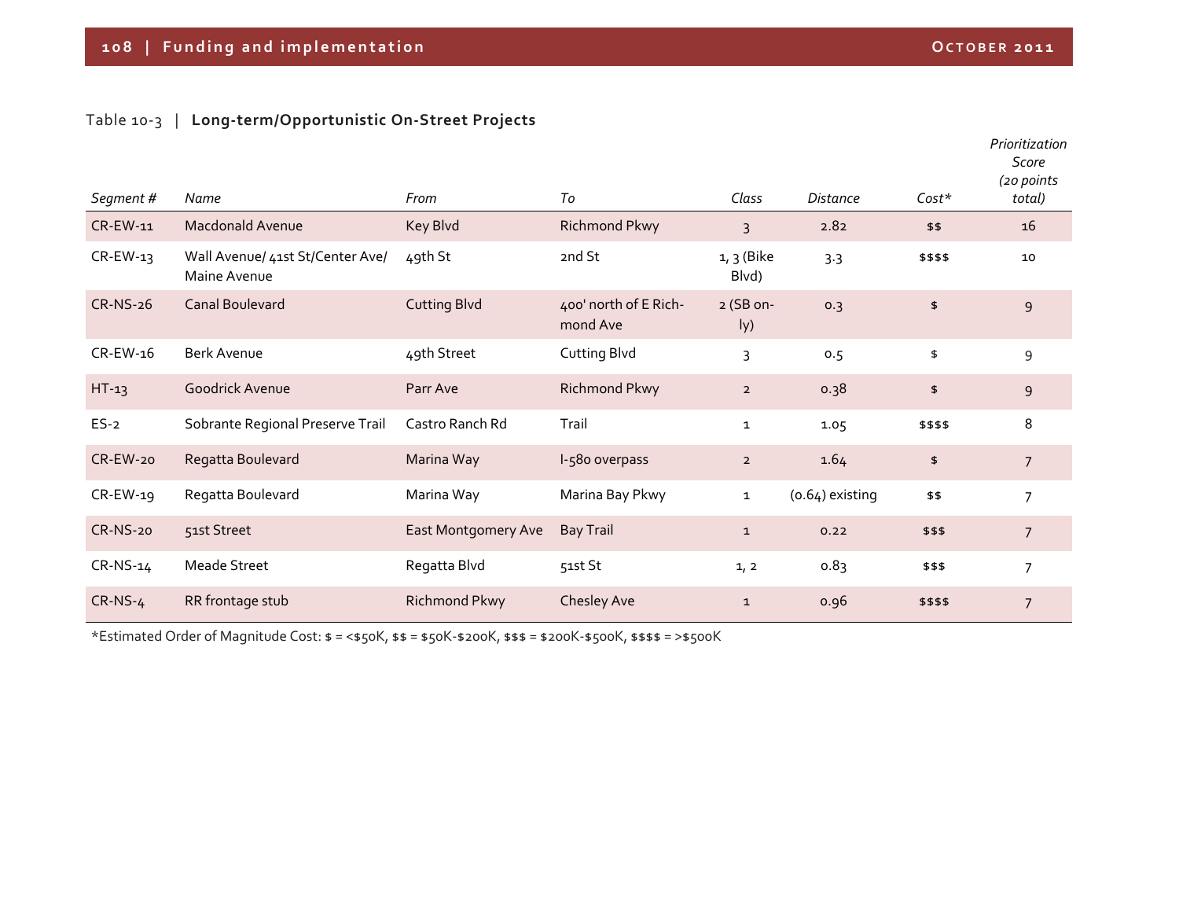Table 10-3 | **Long-term/Opportunistic On-Street Projects**

| *Segment #* | *Name* | *From* | *To* | *Class* | *Distance* | *Cost\** | *Prioritization Score (20 points total)* |
|---|---|---|---|---|---|---|---|
| CR-EW-11 | Macdonald Avenue | Key Blvd | Richmond Pkwy | 3 | 2.82 | $$ | 16 |
| CR-EW-13 | Wall Avenue/ 41st St/Center Ave/ Maine Avenue | 49th St | 2nd St | 1, 3 (Bike Blvd) | 3.3 | $$$$ | 10 |
| CR-NS-26 | Canal Boulevard | Cutting Blvd | 400' north of E Richmond Ave | 2 (SB only) | 0.3 | $ | 9 |
| CR-EW-16 | Berk Avenue | 49th Street | Cutting Blvd | 3 | 0.5 | $ | 9 |
| HT-13 | Goodrick Avenue | Parr Ave | Richmond Pkwy | 2 | 0.38 | $ | 9 |
| ES-2 | Sobrante Regional Preserve Trail | Castro Ranch Rd | Trail | 1 | 1.05 | $$$$ | 8 |
| CR-EW-20 | Regatta Boulevard | Marina Way | I-580 overpass | 2 | 1.64 | $ | 7 |
| CR-EW-19 | Regatta Boulevard | Marina Way | Marina Bay Pkwy | 1 | (0.64) existing | $$ | 7 |
| CR-NS-20 | 51st Street | East Montgomery Ave | Bay Trail | 1 | 0.22 | $$$ | 7 |
| CR-NS-14 | Meade Street | Regatta Blvd | 51st St | 1, 2 | 0.83 | $$$ | 7 |
| CR-NS-4 | RR frontage stub | Richmond Pkwy | Chesley Ave | 1 | 0.96 | $$$$ | 7 |

*Estimated Order of Magnitude Cost: $ = <$50K, $$ = $50K-$200K, $$$ = $200K-$500K, $$$$ = >$500K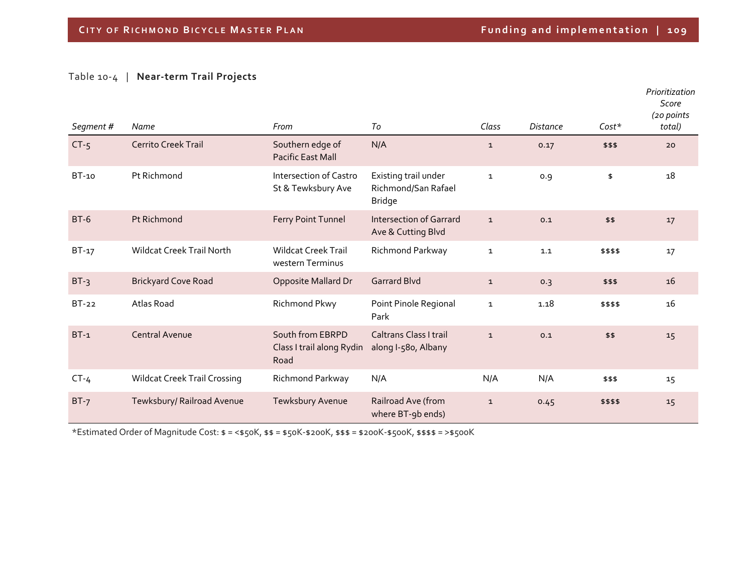Table 10-4 | **Near-term Trail Projects**

| *Segment #* | *Name* | *From* | *To* | *Class* | *Distance* | *Cost** | *Prioritization Score (20 points total)* |
|---|---|---|---|---|---|---|---|
| CT-5 | Cerrito Creek Trail | Southern edge of Pacific East Mall | N/A | 1 | 0.17 | $$$ | 20 |
| BT-10 | Pt Richmond | Intersection of Castro St & Tewksbury Ave | Existing trail under Richmond/San Rafael Bridge | 1 | 0.9 | $ | 18 |
| BT-6 | Pt Richmond | Ferry Point Tunnel | Intersection of Garrard Ave & Cutting Blvd | 1 | 0.1 | $$ | 17 |
| BT-17 | Wildcat Creek Trail North | Wildcat Creek Trail western Terminus | Richmond Parkway | 1 | 1.1 | $$$$ | 17 |
| BT-3 | Brickyard Cove Road | Opposite Mallard Dr | Garrard Blvd | 1 | 0.3 | $$$ | 16 |
| BT-22 | Atlas Road | Richmond Pkwy | Point Pinole Regional Park | 1 | 1.18 | $$$$ | 16 |
| BT-1 | Central Avenue | South from EBRPD Class I trail along Rydin Road | Caltrans Class I trail along I-580, Albany | 1 | 0.1 | $$ | 15 |
| CT-4 | Wildcat Creek Trail Crossing | Richmond Parkway | N/A | N/A | N/A | $$$ | 15 |
| BT-7 | Tewksbury/ Railroad Avenue | Tewksbury Avenue | Railroad Ave (from where BT-9b ends) | 1 | 0.45 | $$$$ | 15 |

*Estimated Order of Magnitude Cost: $ = <$50K, $$ = $50K-$200K, $$$ = $200K-$500K, $$$$ = >$500K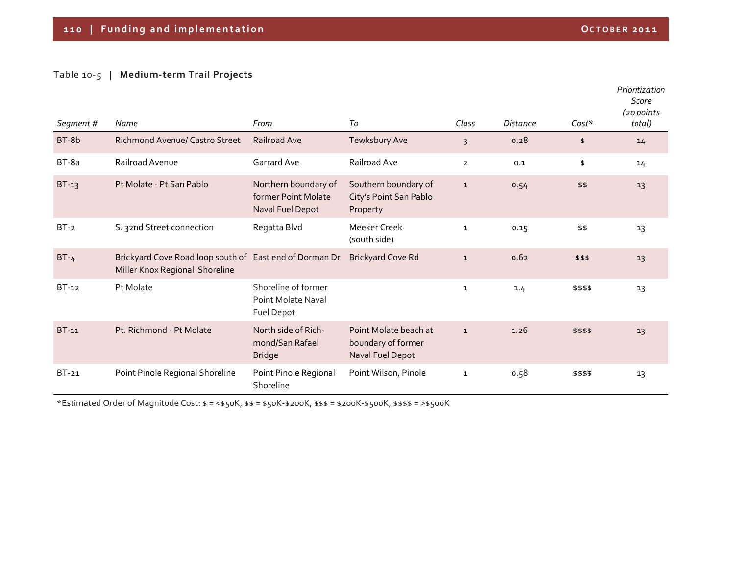Table 10-5 | **Medium-term Trail Projects**

| *Segment #* | *Name* | *From* | *To* | *Class* | *Distance* | *Cost** | *Prioritization Score (20 points total)* |
|---|---|---|---|---|---|---|---|
| BT-8b | Richmond Avenue/ Castro Street | Railroad Ave | Tewksbury Ave | 3 | 0.28 | $ | 14 |
| BT-8a | Railroad Avenue | Garrard Ave | Railroad Ave | 2 | 0.1 | $ | 14 |
| BT-13 | Pt Molate - Pt San Pablo | Northern boundary of former Point Molate Naval Fuel Depot | Southern boundary of City's Point San Pablo Property | 1 | 0.54 | $$ | 13 |
| BT-2 | S. 32nd Street connection | Regatta Blvd | Meeker Creek (south side) | 1 | 0.15 | $$ | 13 |
| BT-4 | Brickyard Cove Road loop south of Miller Knox Regional Shoreline | East end of Dorman Dr | Brickyard Cove Rd | 1 | 0.62 | $$$ | 13 |
| BT-12 | Pt Molate | Shoreline of former Point Molate Naval Fuel Depot | | 1 | 1.4 | $$$$ | 13 |
| BT-11 | Pt. Richmond - Pt Molate | North side of Richmond/San Rafael Bridge | Point Molate beach at boundary of former Naval Fuel Depot | 1 | 1.26 | $$$$ | 13 |
| BT-21 | Point Pinole Regional Shoreline | Point Pinole Regional Shoreline | Point Wilson, Pinole | 1 | 0.58 | $$$$ | 13 |

*Estimated Order of Magnitude Cost: $ = <$50K, $$ = $50K-$200K, $$$ = $200K-$500K, $$$$ = >$500K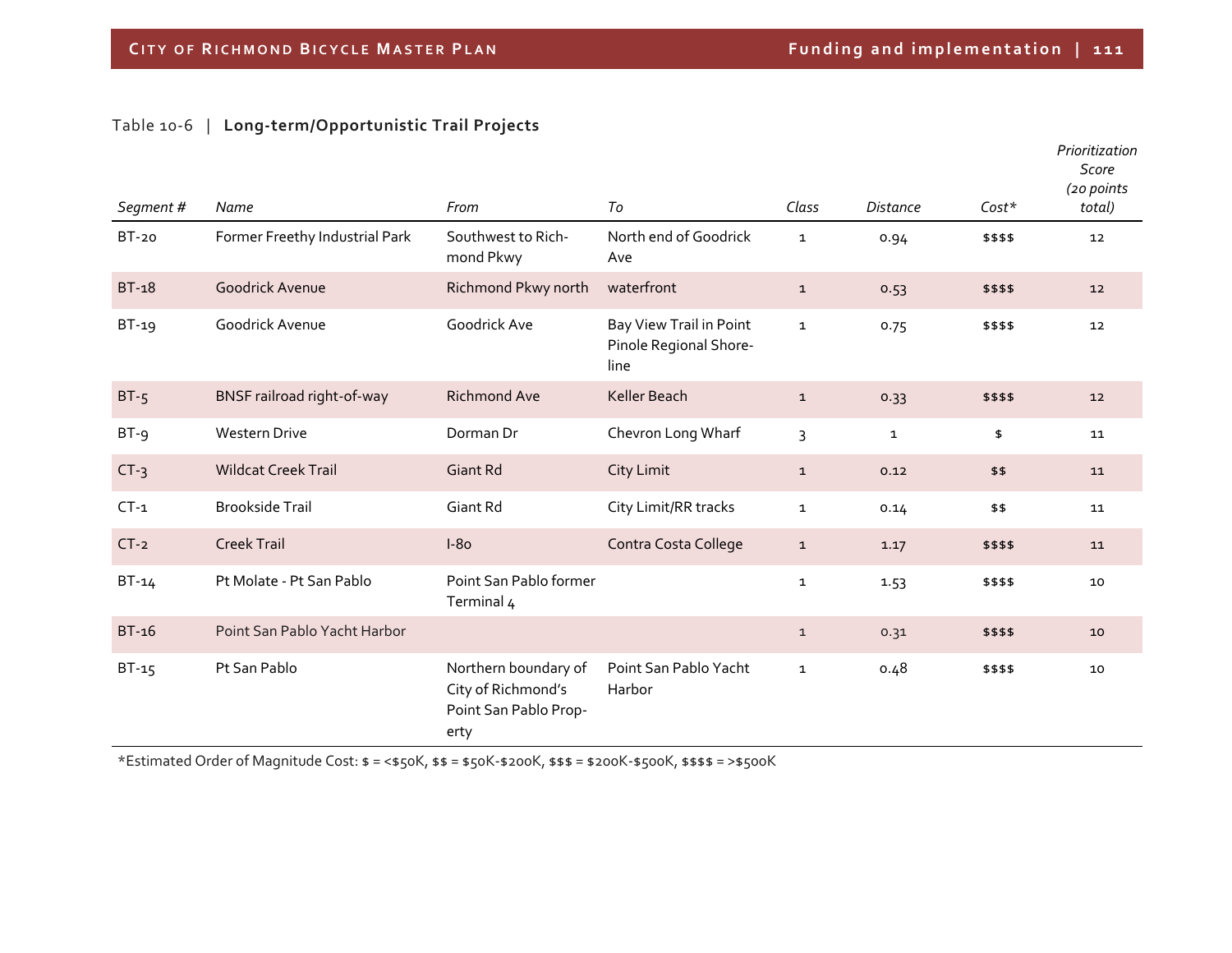Table 10-6 | **Long-term/Opportunistic Trail Projects**

| *Segment #* | *Name* | *From* | *To* | *Class* | *Distance* | *Cost** | *Prioritization Score (20 points total)* |
|---|---|---|---|---|---|---|---|
| BT-20 | Former Freethy Industrial Park | Southwest to Richmond Pkwy | North end of Goodrick Ave | 1 | 0.94 | $$$$ | 12 |
| BT-18 | Goodrick Avenue | Richmond Pkwy north | waterfront | 1 | 0.53 | $$$$ | 12 |
| BT-19 | Goodrick Avenue | Goodrick Ave | Bay View Trail in Point Pinole Regional Shoreline | 1 | 0.75 | $$$$ | 12 |
| BT-5 | BNSF railroad right-of-way | Richmond Ave | Keller Beach | 1 | 0.33 | $$$$ | 12 |
| BT-9 | Western Drive | Dorman Dr | Chevron Long Wharf | 3 | 1 | $ | 11 |
| CT-3 | Wildcat Creek Trail | Giant Rd | City Limit | 1 | 0.12 | $$ | 11 |
| CT-1 | Brookside Trail | Giant Rd | City Limit/RR tracks | 1 | 0.14 | $$ | 11 |
| CT-2 | Creek Trail | I-80 | Contra Costa College | 1 | 1.17 | $$$$ | 11 |
| BT-14 | Pt Molate - Pt San Pablo | Point San Pablo former Terminal 4 | | 1 | 1.53 | $$$$ | 10 |
| BT-16 | Point San Pablo Yacht Harbor | | | 1 | 0.31 | $$$$ | 10 |
| BT-15 | Pt San Pablo | Northern boundary of City of Richmond's Point San Pablo Property | Point San Pablo Yacht Harbor | 1 | 0.48 | $$$$ | 10 |

*Estimated Order of Magnitude Cost: $ = <$50K, $$ = $50K-$200K, $$$ = $200K-$500K, $$$$ = >$500K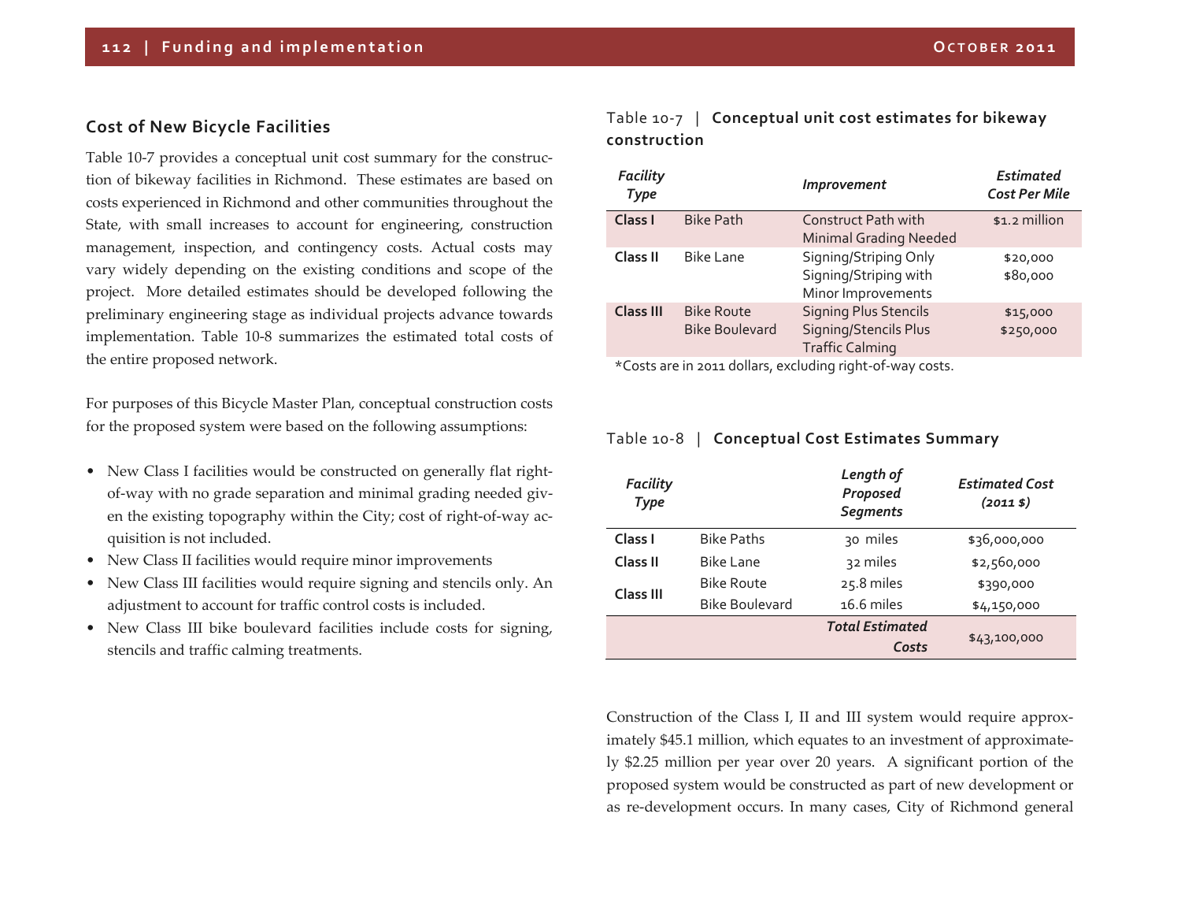## Cost of New Bicycle Facilities

Table 10-7 provides a conceptual unit cost summary for the construction of bikeway facilities in Richmond. These estimates are based on costs experienced in Richmond and other communities throughout the State, with small increases to account for engineering, construction management, inspection, and contingency costs. Actual costs may vary widely depending on the existing conditions and scope of the project. More detailed estimates should be developed following the preliminary engineering stage as individual projects advance towards implementation. Table 10-8 summarizes the estimated total costs of the entire proposed network.

For purposes of this Bicycle Master Plan, conceptual construction costs for the proposed system were based on the following assumptions:

- New Class I facilities would be constructed on generally flat right-of-way with no grade separation and minimal grading needed given the existing topography within the City; cost of right-of-way acquisition is not included.
- New Class II facilities would require minor improvements
- New Class III facilities would require signing and stencils only. An adjustment to account for traffic control costs is included.
- New Class III bike boulevard facilities include costs for signing, stencils and traffic calming treatments.

Table 10-7 | **Conceptual unit cost estimates for bikeway construction**

| *Facility Type* | | *Improvement* | *Estimated Cost Per Mile* |
|---|---|---|---|
| **Class I** | Bike Path | Construct Path with Minimal Grading Needed | $1.2 million |
| **Class II** | Bike Lane | Signing/Striping Only | $20,000 |
| | | Signing/Striping with Minor Improvements | $80,000 |
| **Class III** | Bike Route | Signing Plus Stencils | $15,000 |
| | Bike Boulevard | Signing/Stencils Plus Traffic Calming | $250,000 |

*Costs are in 2011 dollars, excluding right-of-way costs.

Table 10-8 | **Conceptual Cost Estimates Summary**

| *Facility Type* | | *Length of Proposed Segments* | *Estimated Cost (2011 $)* |
|---|---|---|---|
| **Class I** | Bike Paths | 30 miles | $36,000,000 |
| **Class II** | Bike Lane | 32 miles | $2,560,000 |
| **Class III** | Bike Route | 25.8 miles | $390,000 |
| | Bike Boulevard | 16.6 miles | $4,150,000 |
| | | ***Total Estimated Costs*** | $43,100,000 |

Construction of the Class I, II and III system would require approximately $45.1 million, which equates to an investment of approximately $2.25 million per year over 20 years. A significant portion of the proposed system would be constructed as part of new development or as re-development occurs. In many cases, City of Richmond general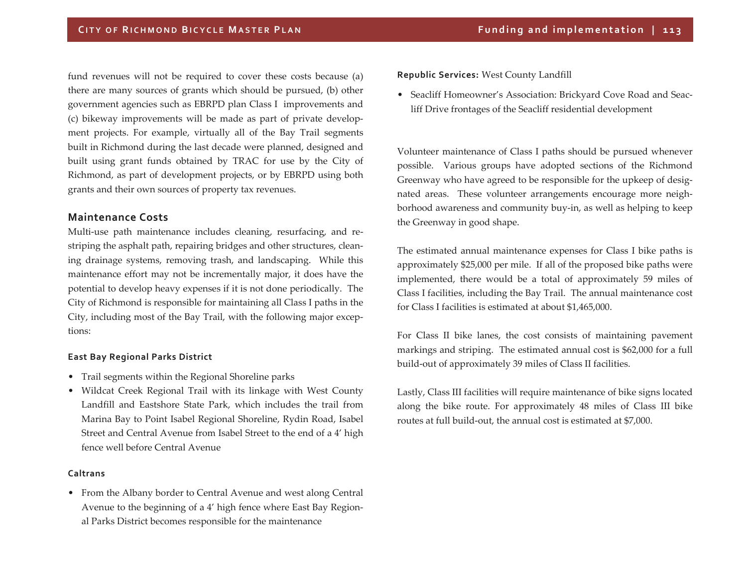fund revenues will not be required to cover these costs because (a) there are many sources of grants which should be pursued, (b) other government agencies such as EBRPD plan Class I improvements and (c) bikeway improvements will be made as part of private development projects. For example, virtually all of the Bay Trail segments built in Richmond during the last decade were planned, designed and built using grant funds obtained by TRAC for use by the City of Richmond, as part of development projects, or by EBRPD using both grants and their own sources of property tax revenues.

## Maintenance Costs

Multi-use path maintenance includes cleaning, resurfacing, and re-striping the asphalt path, repairing bridges and other structures, cleaning drainage systems, removing trash, and landscaping. While this maintenance effort may not be incrementally major, it does have the potential to develop heavy expenses if it is not done periodically. The City of Richmond is responsible for maintaining all Class I paths in the City, including most of the Bay Trail, with the following major exceptions:

### East Bay Regional Parks District

- Trail segments within the Regional Shoreline parks
- Wildcat Creek Regional Trail with its linkage with West County Landfill and Eastshore State Park, which includes the trail from Marina Bay to Point Isabel Regional Shoreline, Rydin Road, Isabel Street and Central Avenue from Isabel Street to the end of a 4' high fence well before Central Avenue

### Caltrans

- From the Albany border to Central Avenue and west along Central Avenue to the beginning of a 4' high fence where East Bay Regional Parks District becomes responsible for the maintenance

**Republic Services:** West County Landfill

- Seacliff Homeowner's Association: Brickyard Cove Road and Seacliff Drive frontages of the Seacliff residential development

Volunteer maintenance of Class I paths should be pursued whenever possible. Various groups have adopted sections of the Richmond Greenway who have agreed to be responsible for the upkeep of designated areas. These volunteer arrangements encourage more neighborhood awareness and community buy-in, as well as helping to keep the Greenway in good shape.

The estimated annual maintenance expenses for Class I bike paths is approximately $25,000 per mile. If all of the proposed bike paths were implemented, there would be a total of approximately 59 miles of Class I facilities, including the Bay Trail. The annual maintenance cost for Class I facilities is estimated at about $1,465,000.

For Class II bike lanes, the cost consists of maintaining pavement markings and striping. The estimated annual cost is $62,000 for a full build-out of approximately 39 miles of Class II facilities.

Lastly, Class III facilities will require maintenance of bike signs located along the bike route. For approximately 48 miles of Class III bike routes at full build-out, the annual cost is estimated at $7,000.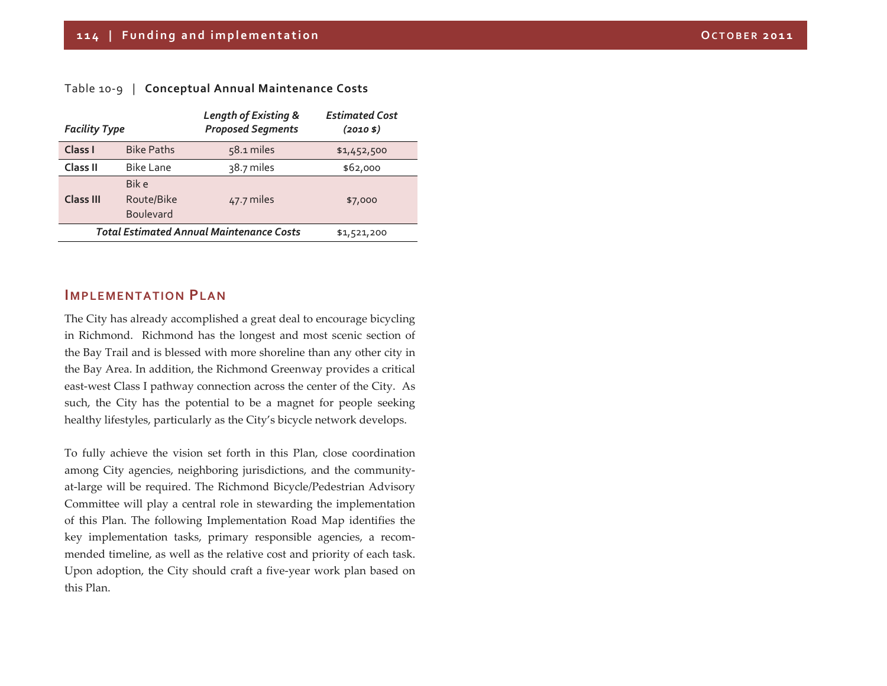Table 10-9 | **Conceptual Annual Maintenance Costs**

| *Facility Type* | | *Length of Existing & Proposed Segments* | *Estimated Cost (2010 $)* |
|---|---|---|---|
| **Class I** | Bike Paths | 58.1 miles | $1,452,500 |
| **Class II** | Bike Lane | 38.7 miles | $62,000 |
| **Class III** | Bik e Route/Bike Boulevard | 47.7 miles | $7,000 |
| ***Total Estimated Annual Maintenance Costs*** | | | $1,521,200 |

## Implementation Plan

The City has already accomplished a great deal to encourage bicycling in Richmond. Richmond has the longest and most scenic section of the Bay Trail and is blessed with more shoreline than any other city in the Bay Area. In addition, the Richmond Greenway provides a critical east-west Class I pathway connection across the center of the City. As such, the City has the potential to be a magnet for people seeking healthy lifestyles, particularly as the City's bicycle network develops.

To fully achieve the vision set forth in this Plan, close coordination among City agencies, neighboring jurisdictions, and the community-at-large will be required. The Richmond Bicycle/Pedestrian Advisory Committee will play a central role in stewarding the implementation of this Plan. The following Implementation Road Map identifies the key implementation tasks, primary responsible agencies, a recommended timeline, as well as the relative cost and priority of each task. Upon adoption, the City should craft a five-year work plan based on this Plan.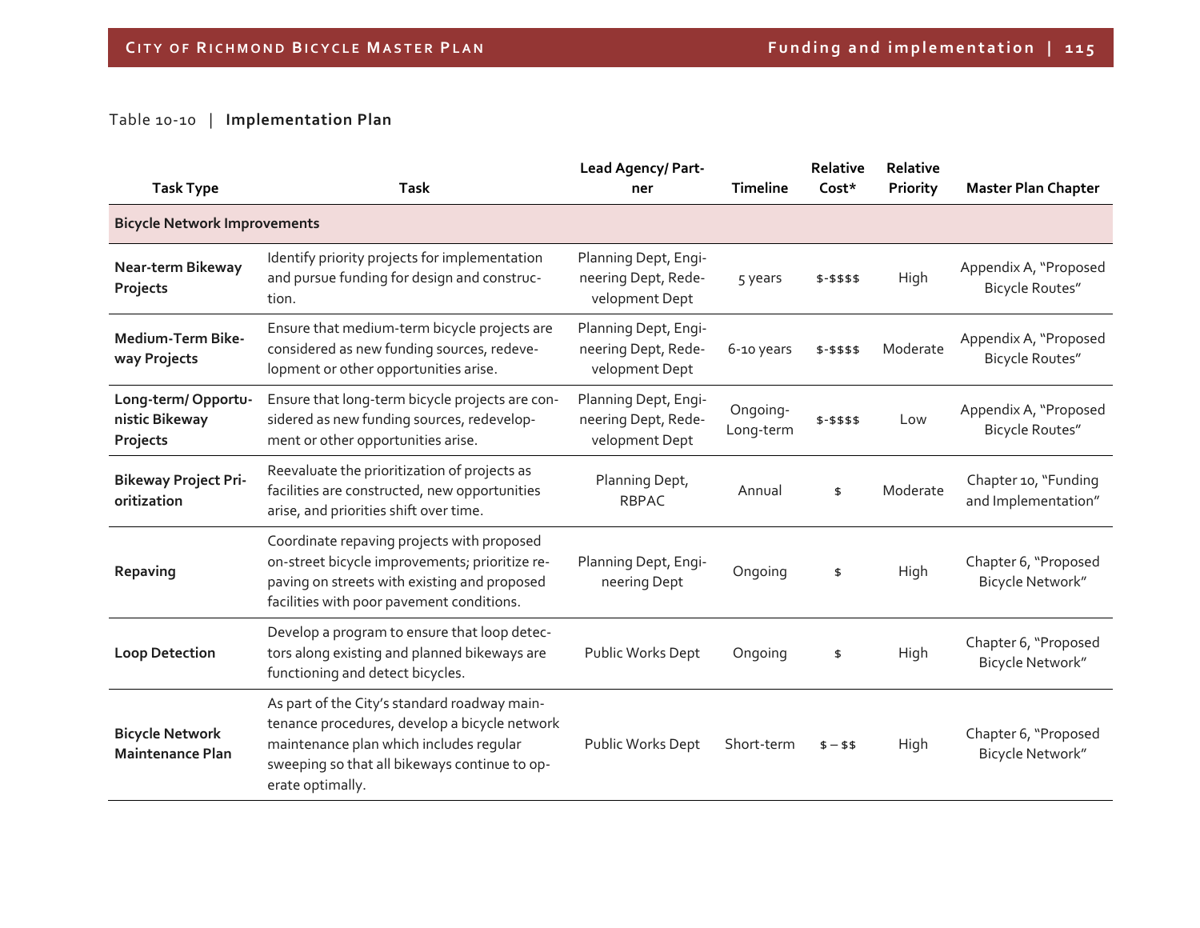Table 10-10 | **Implementation Plan**

| Task Type | Task | Lead Agency/ Partner | Timeline | Relative Cost* | Relative Priority | Master Plan Chapter |
|---|---|---|---|---|---|---|
| **Bicycle Network Improvements** | | | | | | |
| **Near-term Bikeway Projects** | Identify priority projects for implementation and pursue funding for design and construction. | Planning Dept, Engineering Dept, Redevelopment Dept | 5 years | $-$$$$ | High | Appendix A, "Proposed Bicycle Routes" |
| **Medium-Term Bikeway Projects** | Ensure that medium-term bicycle projects are considered as new funding sources, redevelopment or other opportunities arise. | Planning Dept, Engineering Dept, Redevelopment Dept | 6-10 years | $-$$$$ | Moderate | Appendix A, "Proposed Bicycle Routes" |
| **Long-term/ Opportunistic Bikeway Projects** | Ensure that long-term bicycle projects are considered as new funding sources, redevelopment or other opportunities arise. | Planning Dept, Engineering Dept, Redevelopment Dept | Ongoing-Long-term | $-$$$$ | Low | Appendix A, "Proposed Bicycle Routes" |
| **Bikeway Project Prioritization** | Reevaluate the prioritization of projects as facilities are constructed, new opportunities arise, and priorities shift over time. | Planning Dept, RBPAC | Annual | $ | Moderate | Chapter 10, "Funding and Implementation" |
| **Repaving** | Coordinate repaving projects with proposed on-street bicycle improvements; prioritize repaving on streets with existing and proposed facilities with poor pavement conditions. | Planning Dept, Engineering Dept | Ongoing | $ | High | Chapter 6, "Proposed Bicycle Network" |
| **Loop Detection** | Develop a program to ensure that loop detectors along existing and planned bikeways are functioning and detect bicycles. | Public Works Dept | Ongoing | $ | High | Chapter 6, "Proposed Bicycle Network" |
| **Bicycle Network Maintenance Plan** | As part of the City's standard roadway maintenance procedures, develop a bicycle network maintenance plan which includes regular sweeping so that all bikeways continue to operate optimally. | Public Works Dept | Short-term | $ – $$ | High | Chapter 6, "Proposed Bicycle Network" |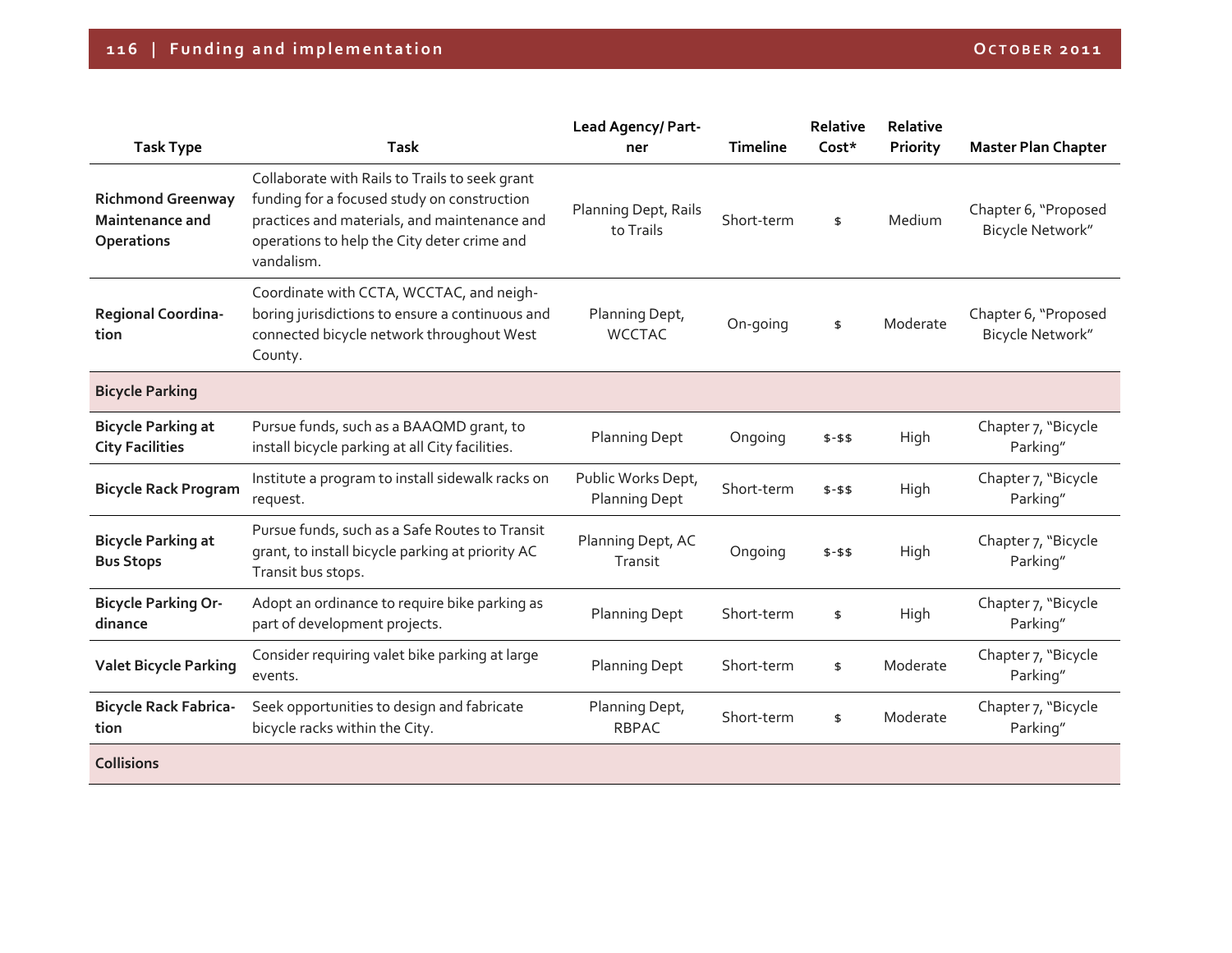| Task Type | Task | Lead Agency/ Partner | Timeline | Relative Cost* | Relative Priority | Master Plan Chapter |
|---|---|---|---|---|---|---|
| **Richmond Greenway Maintenance and Operations** | Collaborate with Rails to Trails to seek grant funding for a focused study on construction practices and materials, and maintenance and operations to help the City deter crime and vandalism. | Planning Dept, Rails to Trails | Short-term | $ | Medium | Chapter 6, "Proposed Bicycle Network" |
| **Regional Coordination** | Coordinate with CCTA, WCCTAC, and neighboring jurisdictions to ensure a continuous and connected bicycle network throughout West County. | Planning Dept, WCCTAC | On-going | $ | Moderate | Chapter 6, "Proposed Bicycle Network" |
| **Bicycle Parking** | | | | | | |
| **Bicycle Parking at City Facilities** | Pursue funds, such as a BAAQMD grant, to install bicycle parking at all City facilities. | Planning Dept | Ongoing | $-$$ | High | Chapter 7, "Bicycle Parking" |
| **Bicycle Rack Program** | Institute a program to install sidewalk racks on request. | Public Works Dept, Planning Dept | Short-term | $-$$ | High | Chapter 7, "Bicycle Parking" |
| **Bicycle Parking at Bus Stops** | Pursue funds, such as a Safe Routes to Transit grant, to install bicycle parking at priority AC Transit bus stops. | Planning Dept, AC Transit | Ongoing | $-$$ | High | Chapter 7, "Bicycle Parking" |
| **Bicycle Parking Ordinance** | Adopt an ordinance to require bike parking as part of development projects. | Planning Dept | Short-term | $ | High | Chapter 7, "Bicycle Parking" |
| **Valet Bicycle Parking** | Consider requiring valet bike parking at large events. | Planning Dept | Short-term | $ | Moderate | Chapter 7, "Bicycle Parking" |
| **Bicycle Rack Fabrication** | Seek opportunities to design and fabricate bicycle racks within the City. | Planning Dept, RBPAC | Short-term | $ | Moderate | Chapter 7, "Bicycle Parking" |
| **Collisions** | | | | | | |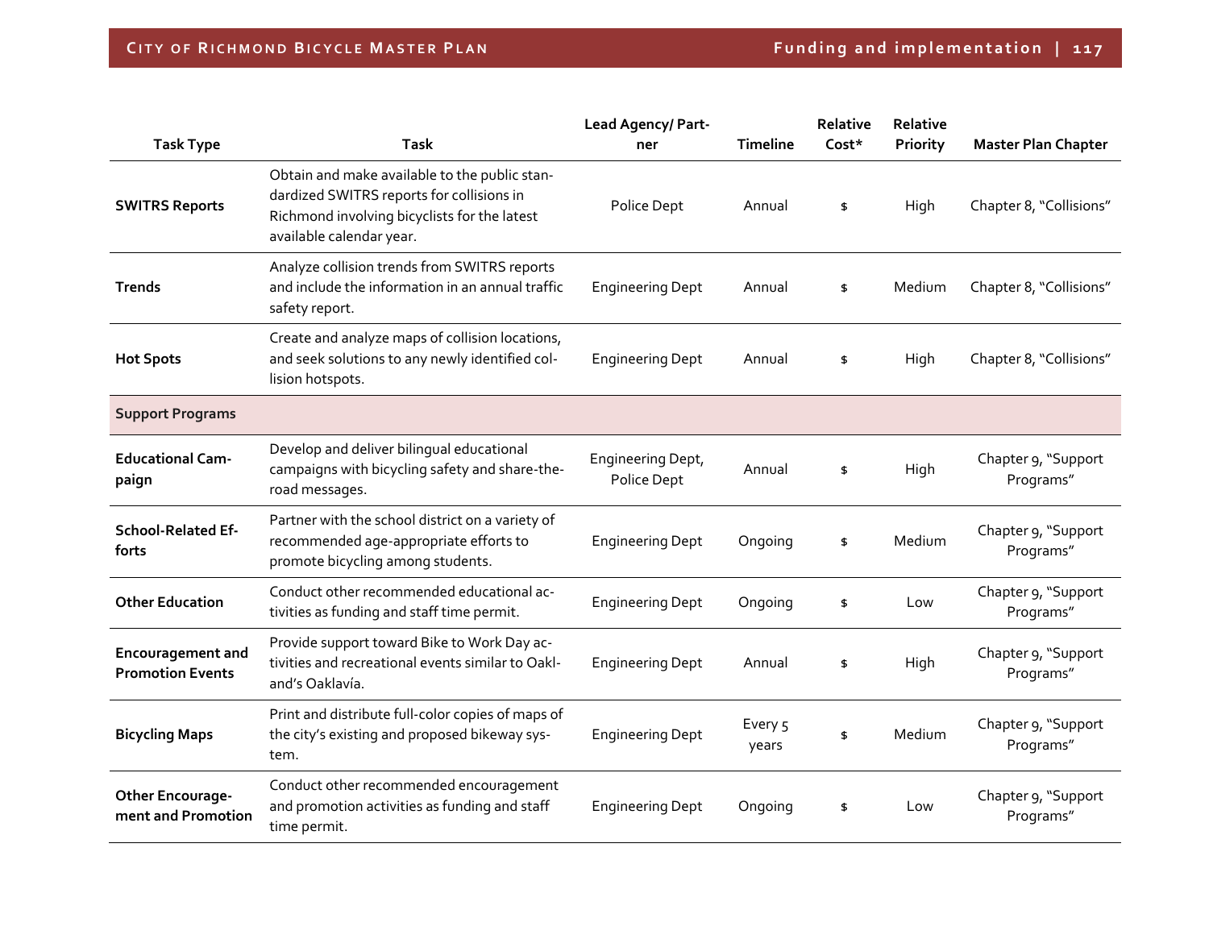| Task Type | Task | Lead Agency/ Partner | Timeline | Relative Cost* | Relative Priority | Master Plan Chapter |
|---|---|---|---|---|---|---|
| **SWITRS Reports** | Obtain and make available to the public standardized SWITRS reports for collisions in Richmond involving bicyclists for the latest available calendar year. | Police Dept | Annual | $ | High | Chapter 8, "Collisions" |
| **Trends** | Analyze collision trends from SWITRS reports and include the information in an annual traffic safety report. | Engineering Dept | Annual | $ | Medium | Chapter 8, "Collisions" |
| **Hot Spots** | Create and analyze maps of collision locations, and seek solutions to any newly identified collision hotspots. | Engineering Dept | Annual | $ | High | Chapter 8, "Collisions" |
| **Support Programs** | | | | | | |
| **Educational Campaign** | Develop and deliver bilingual educational campaigns with bicycling safety and share-the-road messages. | Engineering Dept, Police Dept | Annual | $ | High | Chapter 9, "Support Programs" |
| **School-Related Efforts** | Partner with the school district on a variety of recommended age-appropriate efforts to promote bicycling among students. | Engineering Dept | Ongoing | $ | Medium | Chapter 9, "Support Programs" |
| **Other Education** | Conduct other recommended educational activities as funding and staff time permit. | Engineering Dept | Ongoing | $ | Low | Chapter 9, "Support Programs" |
| **Encouragement and Promotion Events** | Provide support toward Bike to Work Day activities and recreational events similar to Oakland's Oaklavía. | Engineering Dept | Annual | $ | High | Chapter 9, "Support Programs" |
| **Bicycling Maps** | Print and distribute full-color copies of maps of the city's existing and proposed bikeway system. | Engineering Dept | Every 5 years | $ | Medium | Chapter 9, "Support Programs" |
| **Other Encouragement and Promotion** | Conduct other recommended encouragement and promotion activities as funding and staff time permit. | Engineering Dept | Ongoing | $ | Low | Chapter 9, "Support Programs" |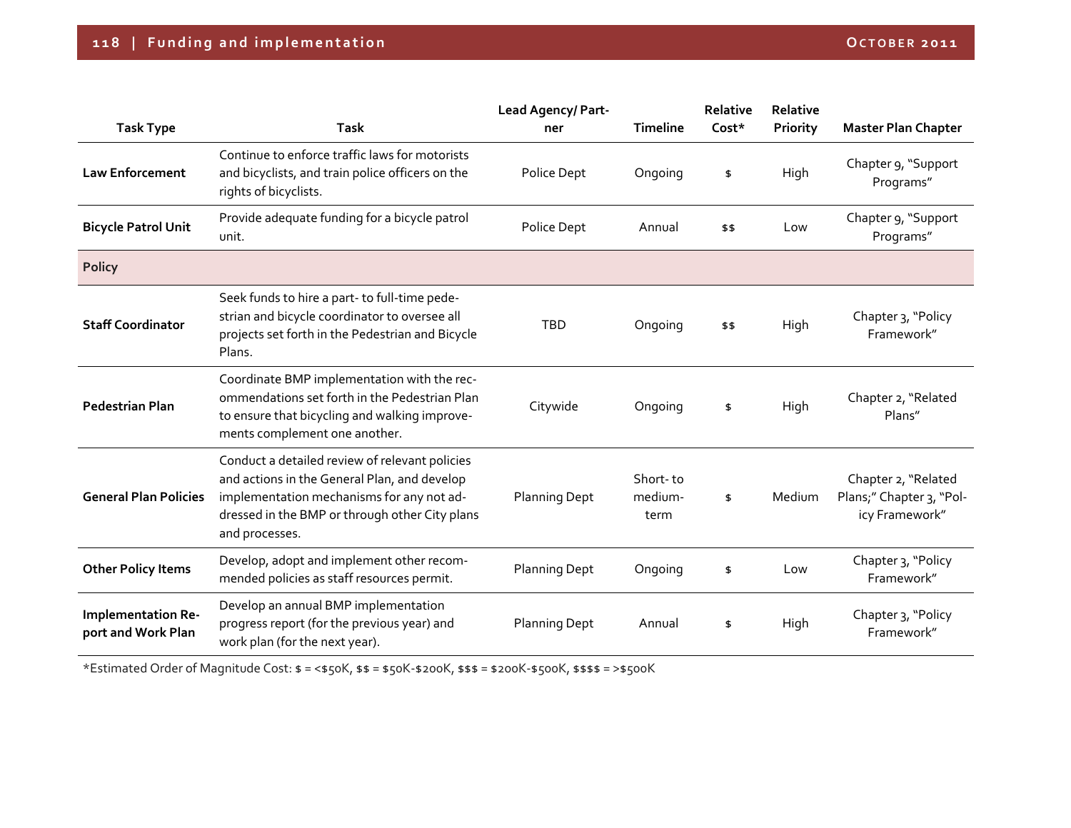| Task Type | Task | Lead Agency/ Partner | Timeline | Relative Cost* | Relative Priority | Master Plan Chapter |
|---|---|---|---|---|---|---|
| **Law Enforcement** | Continue to enforce traffic laws for motorists and bicyclists, and train police officers on the rights of bicyclists. | Police Dept | Ongoing | $ | High | Chapter 9, "Support Programs" |
| **Bicycle Patrol Unit** | Provide adequate funding for a bicycle patrol unit. | Police Dept | Annual | $$ | Low | Chapter 9, "Support Programs" |
| **Policy** | | | | | | |
| **Staff Coordinator** | Seek funds to hire a part- to full-time pedestrian and bicycle coordinator to oversee all projects set forth in the Pedestrian and Bicycle Plans. | TBD | Ongoing | $$ | High | Chapter 3, "Policy Framework" |
| **Pedestrian Plan** | Coordinate BMP implementation with the recommendations set forth in the Pedestrian Plan to ensure that bicycling and walking improvements complement one another. | Citywide | Ongoing | $ | High | Chapter 2, "Related Plans" |
| **General Plan Policies** | Conduct a detailed review of relevant policies and actions in the General Plan, and develop implementation mechanisms for any not addressed in the BMP or through other City plans and processes. | Planning Dept | Short- to medium-term | $ | Medium | Chapter 2, "Related Plans;" Chapter 3, "Policy Framework" |
| **Other Policy Items** | Develop, adopt and implement other recommended policies as staff resources permit. | Planning Dept | Ongoing | $ | Low | Chapter 3, "Policy Framework" |
| **Implementation Report and Work Plan** | Develop an annual BMP implementation progress report (for the previous year) and work plan (for the next year). | Planning Dept | Annual | $ | High | Chapter 3, "Policy Framework" |

*Estimated Order of Magnitude Cost: $ = <$50K, $$ = $50K-$200K, $$$ = $200K-$500K, $$$$ = >$500K